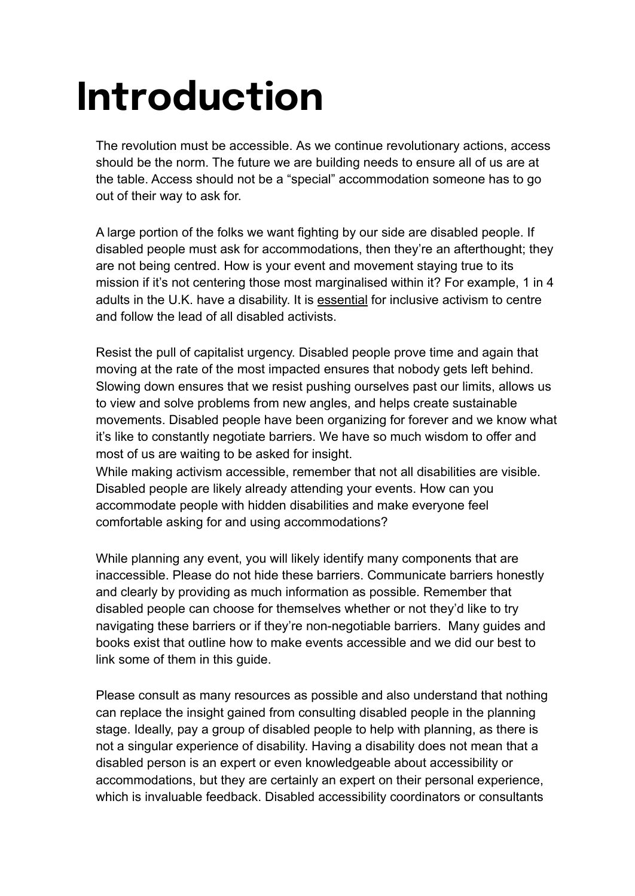# Introduction

The revolution must be accessible. As we continue revolutionary actions, access should be the norm. The future we are building needs to ensure all of us are at the table. Access should not be a "special" accommodation someone has to go out of their way to ask for.

A large portion of the folks we want fighting by our side are disabled people. If disabled people must ask for accommodations, then they're an afterthought; they are not being centred. How is your event and movement staying true to its mission if it's not centering those most marginalised within it? For example, 1 in 4 adults in the U.K. have a disability. It is essential for inclusive activism to centre and follow the lead of all disabled activists.

Resist the pull of capitalist urgency. Disabled people prove time and again that moving at the rate of the most impacted ensures that nobody gets left behind. Slowing down ensures that we resist pushing ourselves past our limits, allows us to view and solve problems from new angles, and helps create sustainable movements. Disabled people have been organizing for forever and we know what it's like to constantly negotiate barriers. We have so much wisdom to offer and most of us are waiting to be asked for insight.

While making activism accessible, remember that not all disabilities are visible. Disabled people are likely already attending your events. How can you accommodate people with hidden disabilities and make everyone feel comfortable asking for and using accommodations?

While planning any event, you will likely identify many components that are inaccessible. Please do not hide these barriers. Communicate barriers honestly and clearly by providing as much information as possible. Remember that disabled people can choose for themselves whether or not they'd like to try navigating these barriers or if they're non-negotiable barriers. Many guides and books exist that outline how to make events accessible and we did our best to link some of them in this guide.

Please consult as many resources as possible and also understand that nothing can replace the insight gained from consulting disabled people in the planning stage. Ideally, pay a group of disabled people to help with planning, as there is not a singular experience of disability. Having a disability does not mean that a disabled person is an expert or even knowledgeable about accessibility or accommodations, but they are certainly an expert on their personal experience, which is invaluable feedback. Disabled accessibility coordinators or consultants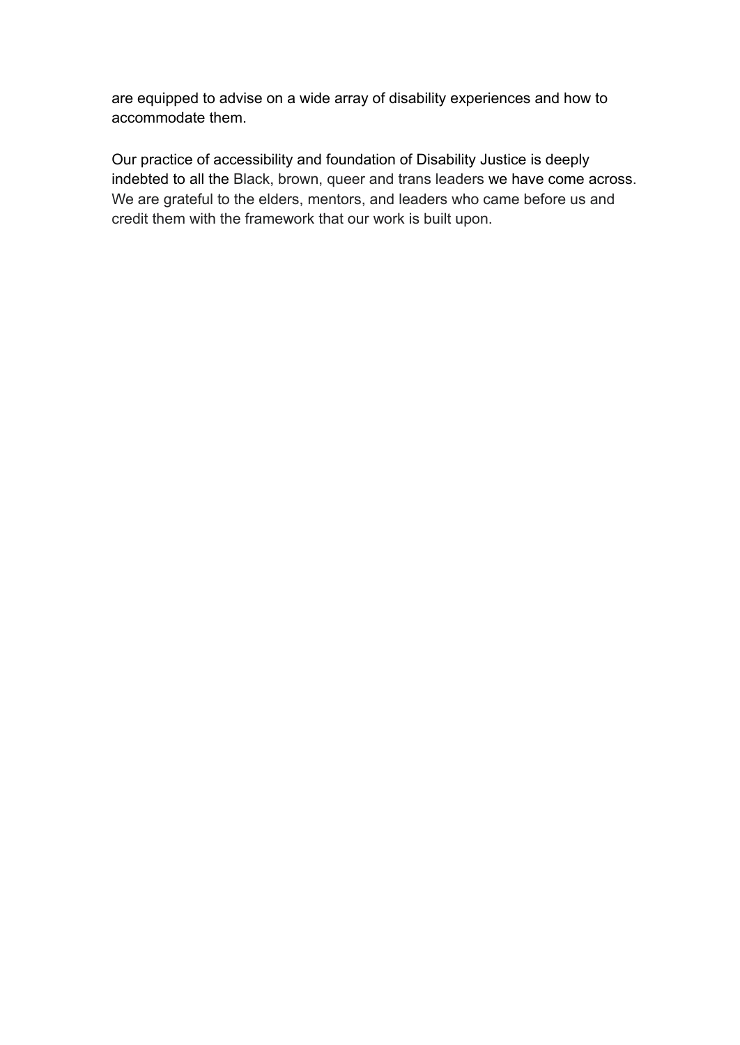are equipped to advise on a wide array of disability experiences and how to accommodate them.

Our practice of accessibility and foundation of Disability Justice is deeply indebted to all the Black, brown, queer and trans leaders we have come across. We are grateful to the elders, mentors, and leaders who came before us and credit them with the framework that our work is built upon.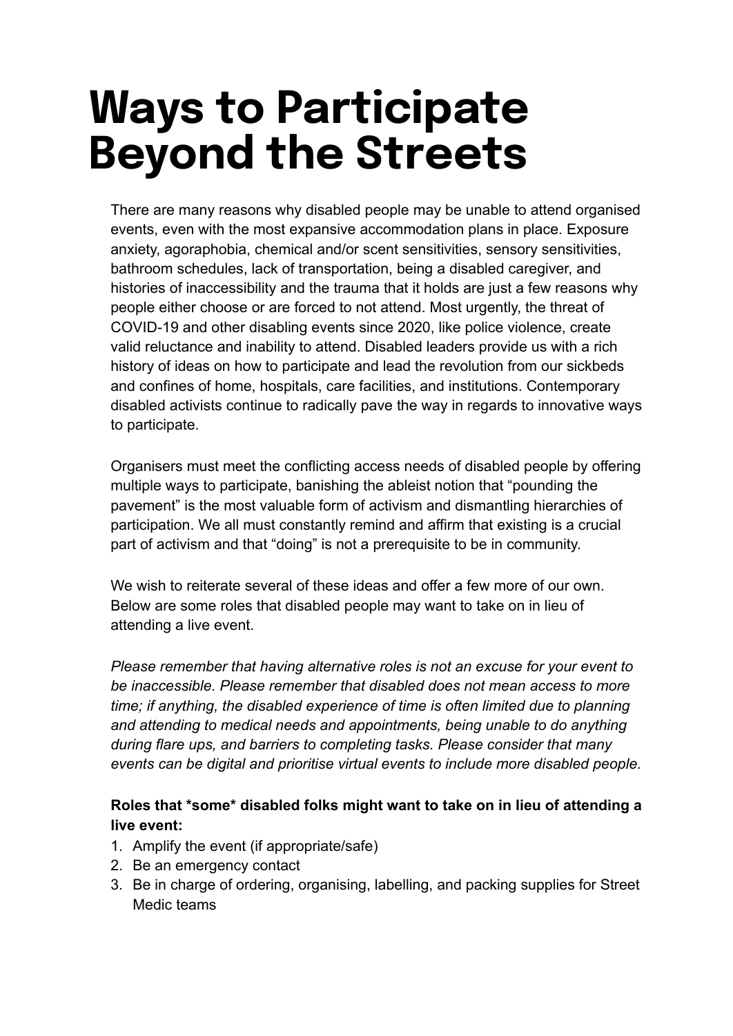# Ways to Participate Beyond the Streets

There are many reasons why disabled people may be unable to attend organised events, even with the most expansive accommodation plans in place. Exposure anxiety, agoraphobia, chemical and/or scent sensitivities, sensory sensitivities, bathroom schedules, lack of transportation, being a disabled caregiver, and histories of inaccessibility and the trauma that it holds are just a few reasons why people either choose or are forced to not attend. Most urgently, the threat of COVID-19 and other disabling events since 2020, like police violence, create valid reluctance and inability to attend. Disabled leaders provide us with a rich history of ideas on how to participate and lead the revolution from our sickbeds and confines of home, hospitals, care facilities, and institutions. Contemporary disabled activists continue to radically pave the way in regards to innovative ways to participate.

Organisers must meet the conflicting access needs of disabled people by offering multiple ways to participate, banishing the ableist notion that "pounding the pavement" is the most valuable form of activism and dismantling hierarchies of participation. We all must constantly remind and affirm that existing is a crucial part of activism and that "doing" is not a prerequisite to be in community.

We wish to reiterate several of these ideas and offer a few more of our own. Below are some roles that disabled people may want to take on in lieu of attending a live event.

*Please remember that having alternative roles is not an excuse for your event to be inaccessible. Please remember that disabled does not mean access to more time; if anything, the disabled experience of time is often limited due to planning and attending to medical needs and appointments, being unable to do anything during flare ups, and barriers to completing tasks. Please consider that many events can be digital and prioritise virtual events to include more disabled people.*

**Roles that *some* disabled folks might want to take on in lieu of attending a live event:**

1. Amplify the event (if appropriate/safe)
2. Be an emergency contact
3. Be in charge of ordering, organising, labelling, and packing supplies for Street Medic teams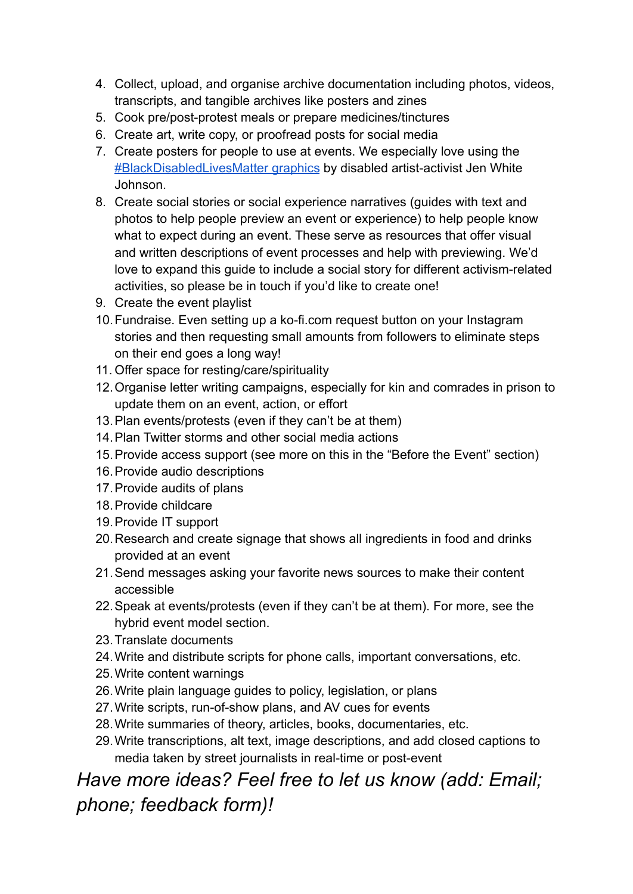4. Collect, upload, and organise archive documentation including photos, videos, transcripts, and tangible archives like posters and zines
5. Cook pre/post-protest meals or prepare medicines/tinctures
6. Create art, write copy, or proofread posts for social media
7. Create posters for people to use at events. We especially love using the [#BlackDisabledLivesMatter graphics] by disabled artist-activist Jen White Johnson.
8. Create social stories or social experience narratives (guides with text and photos to help people preview an event or experience) to help people know what to expect during an event. These serve as resources that offer visual and written descriptions of event processes and help with previewing. We'd love to expand this guide to include a social story for different activism-related activities, so please be in touch if you'd like to create one!
9. Create the event playlist
10. Fundraise. Even setting up a ko-fi.com request button on your Instagram stories and then requesting small amounts from followers to eliminate steps on their end goes a long way!
11. Offer space for resting/care/spirituality
12. Organise letter writing campaigns, especially for kin and comrades in prison to update them on an event, action, or effort
13. Plan events/protests (even if they can't be at them)
14. Plan Twitter storms and other social media actions
15. Provide access support (see more on this in the "Before the Event" section)
16. Provide audio descriptions
17. Provide audits of plans
18. Provide childcare
19. Provide IT support
20. Research and create signage that shows all ingredients in food and drinks provided at an event
21. Send messages asking your favorite news sources to make their content accessible
22. Speak at events/protests (even if they can't be at them). For more, see the hybrid event model section.
23. Translate documents
24. Write and distribute scripts for phone calls, important conversations, etc.
25. Write content warnings
26. Write plain language guides to policy, legislation, or plans
27. Write scripts, run-of-show plans, and AV cues for events
28. Write summaries of theory, articles, books, documentaries, etc.
29. Write transcriptions, alt text, image descriptions, and add closed captions to media taken by street journalists in real-time or post-event

*Have more ideas? Feel free to let us know (add: Email; phone; feedback form)!*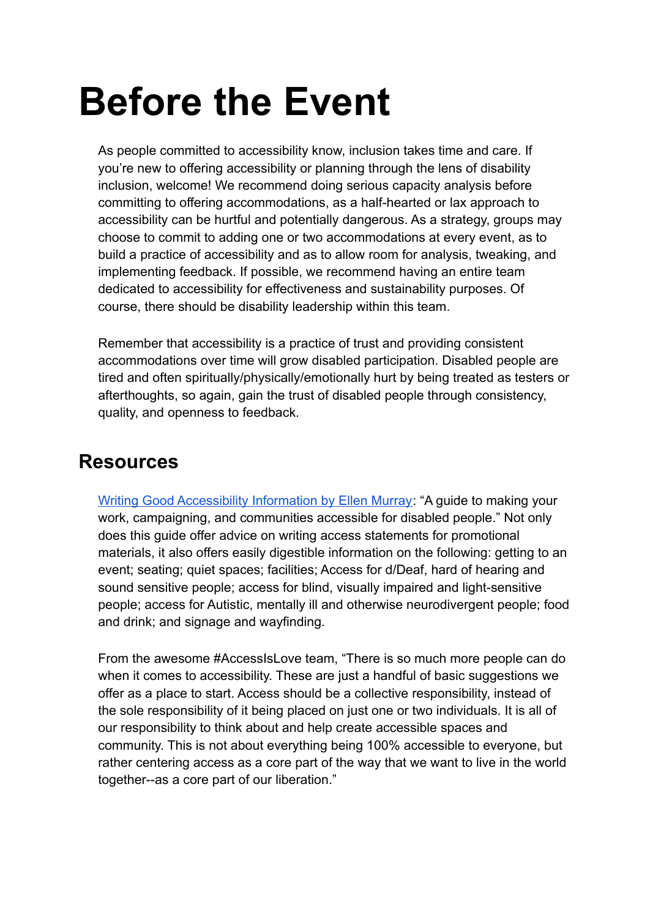# Before the Event

As people committed to accessibility know, inclusion takes time and care. If you're new to offering accessibility or planning through the lens of disability inclusion, welcome! We recommend doing serious capacity analysis before committing to offering accommodations, as a half-hearted or lax approach to accessibility can be hurtful and potentially dangerous. As a strategy, groups may choose to commit to adding one or two accommodations at every event, as to build a practice of accessibility and as to allow room for analysis, tweaking, and implementing feedback. If possible, we recommend having an entire team dedicated to accessibility for effectiveness and sustainability purposes. Of course, there should be disability leadership within this team.

Remember that accessibility is a practice of trust and providing consistent accommodations over time will grow disabled participation. Disabled people are tired and often spiritually/physically/emotionally hurt by being treated as testers or afterthoughts, so again, gain the trust of disabled people through consistency, quality, and openness to feedback.

## Resources

Writing Good Accessibility Information by Ellen Murray: "A guide to making your work, campaigning, and communities accessible for disabled people." Not only does this guide offer advice on writing access statements for promotional materials, it also offers easily digestible information on the following: getting to an event; seating; quiet spaces; facilities; Access for d/Deaf, hard of hearing and sound sensitive people; access for blind, visually impaired and light-sensitive people; access for Autistic, mentally ill and otherwise neurodivergent people; food and drink; and signage and wayfinding.

From the awesome #AccessIsLove team, "There is so much more people can do when it comes to accessibility. These are just a handful of basic suggestions we offer as a place to start. Access should be a collective responsibility, instead of the sole responsibility of it being placed on just one or two individuals. It is all of our responsibility to think about and help create accessible spaces and community. This is not about everything being 100% accessible to everyone, but rather centering access as a core part of the way that we want to live in the world together--as a core part of our liberation."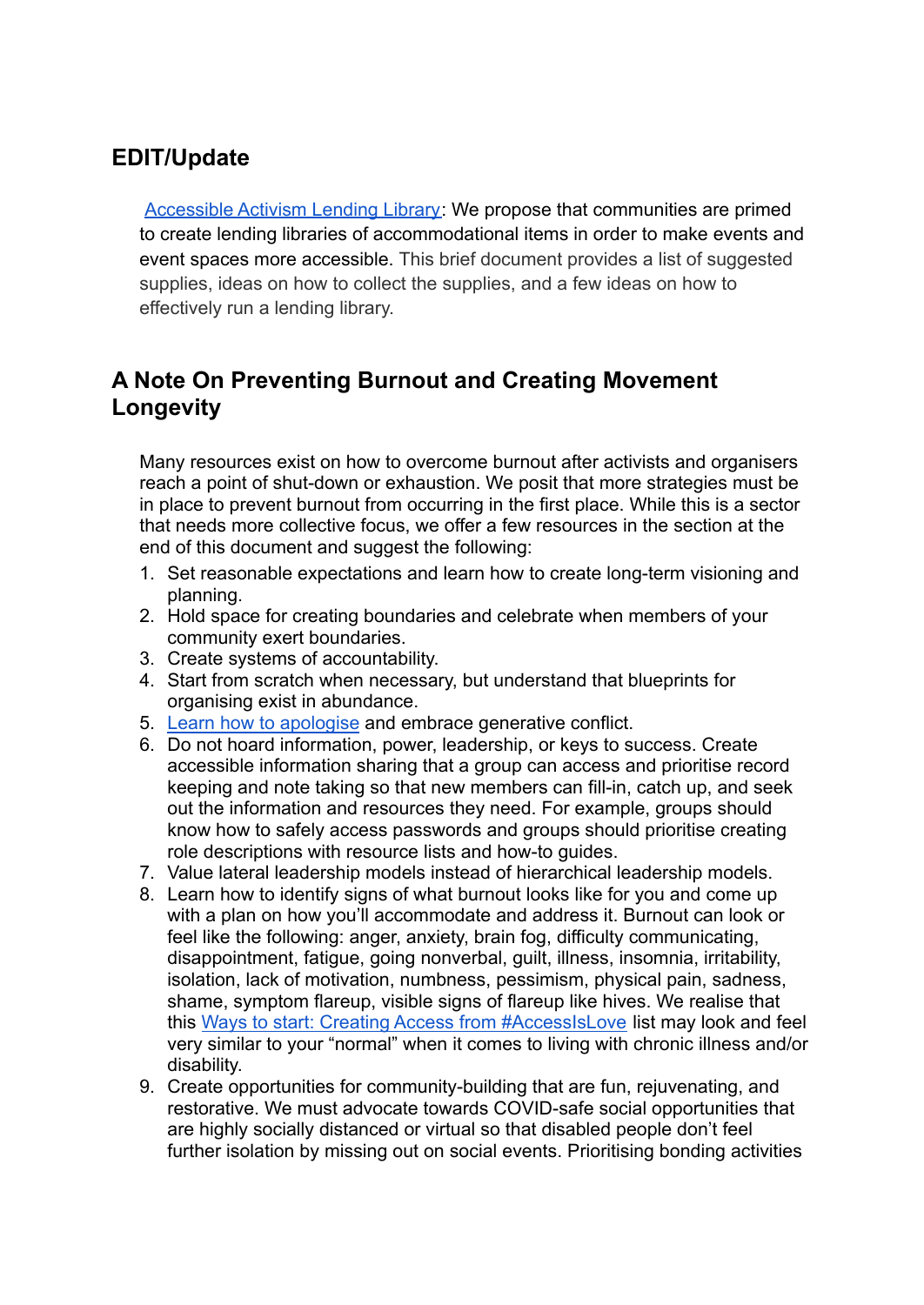## EDIT/Update

[Accessible Activism Lending Library]: We propose that communities are primed to create lending libraries of accommodational items in order to make events and event spaces more accessible. This brief document provides a list of suggested supplies, ideas on how to collect the supplies, and a few ideas on how to effectively run a lending library.

## A Note On Preventing Burnout and Creating Movement Longevity

Many resources exist on how to overcome burnout after activists and organisers reach a point of shut-down or exhaustion. We posit that more strategies must be in place to prevent burnout from occurring in the first place. While this is a sector that needs more collective focus, we offer a few resources in the section at the end of this document and suggest the following:

1. Set reasonable expectations and learn how to create long-term visioning and planning.
2. Hold space for creating boundaries and celebrate when members of your community exert boundaries.
3. Create systems of accountability.
4. Start from scratch when necessary, but understand that blueprints for organising exist in abundance.
5. [Learn how to apologise] and embrace generative conflict.
6. Do not hoard information, power, leadership, or keys to success. Create accessible information sharing that a group can access and prioritise record keeping and note taking so that new members can fill-in, catch up, and seek out the information and resources they need. For example, groups should know how to safely access passwords and groups should prioritise creating role descriptions with resource lists and how-to guides.
7. Value lateral leadership models instead of hierarchical leadership models.
8. Learn how to identify signs of what burnout looks like for you and come up with a plan on how you'll accommodate and address it. Burnout can look or feel like the following: anger, anxiety, brain fog, difficulty communicating, disappointment, fatigue, going nonverbal, guilt, illness, insomnia, irritability, isolation, lack of motivation, numbness, pessimism, physical pain, sadness, shame, symptom flareup, visible signs of flareup like hives. We realise that this [Ways to start: Creating Access from #AccessIsLove] list may look and feel very similar to your "normal" when it comes to living with chronic illness and/or disability.
9. Create opportunities for community-building that are fun, rejuvenating, and restorative. We must advocate towards COVID-safe social opportunities that are highly socially distanced or virtual so that disabled people don't feel further isolation by missing out on social events. Prioritising bonding activities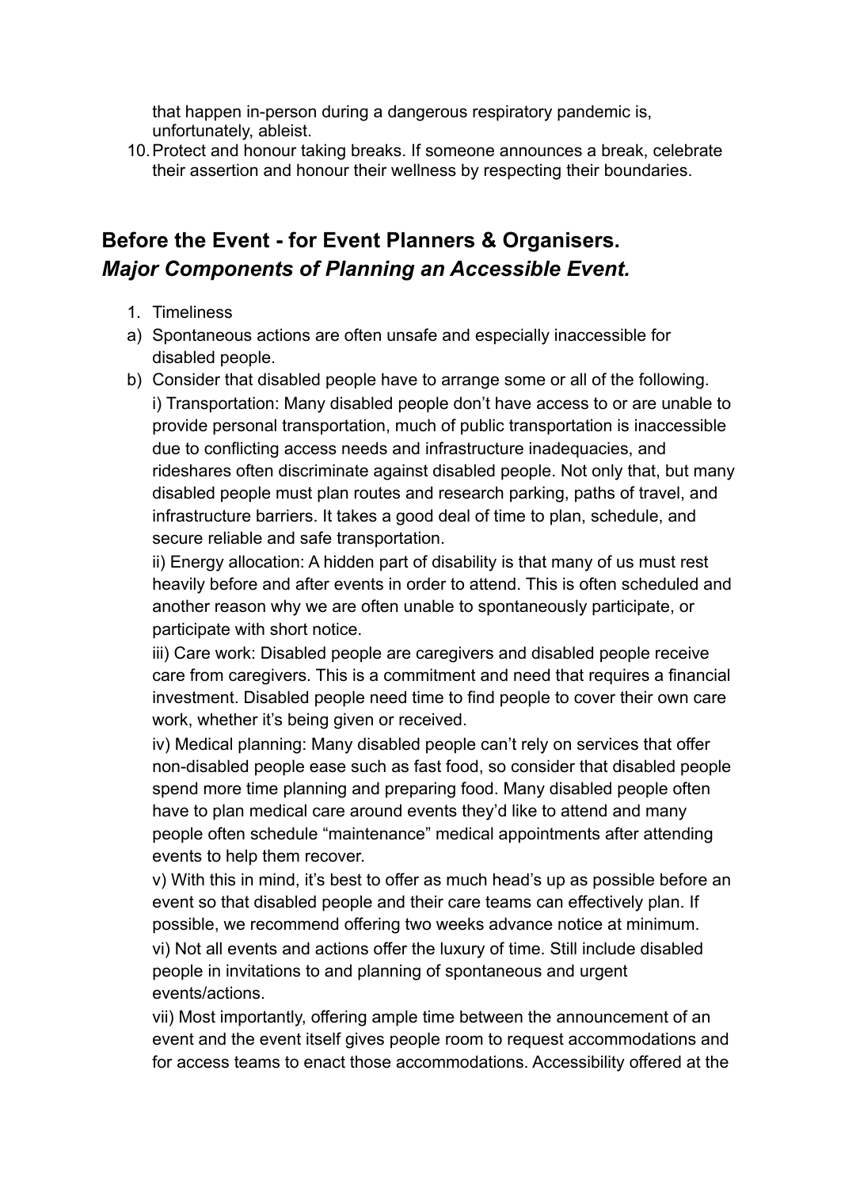that happen in-person during a dangerous respiratory pandemic is, unfortunately, ableist.

10. Protect and honour taking breaks. If someone announces a break, celebrate their assertion and honour their wellness by respecting their boundaries.

## Before the Event - for Event Planners & Organisers.
## *Major Components of Planning an Accessible Event.*

1. Timeliness

a) Spontaneous actions are often unsafe and especially inaccessible for disabled people.

b) Consider that disabled people have to arrange some or all of the following.

i) Transportation: Many disabled people don't have access to or are unable to provide personal transportation, much of public transportation is inaccessible due to conflicting access needs and infrastructure inadequacies, and rideshares often discriminate against disabled people. Not only that, but many disabled people must plan routes and research parking, paths of travel, and infrastructure barriers. It takes a good deal of time to plan, schedule, and secure reliable and safe transportation.

ii) Energy allocation: A hidden part of disability is that many of us must rest heavily before and after events in order to attend. This is often scheduled and another reason why we are often unable to spontaneously participate, or participate with short notice.

iii) Care work: Disabled people are caregivers and disabled people receive care from caregivers. This is a commitment and need that requires a financial investment. Disabled people need time to find people to cover their own care work, whether it's being given or received.

iv) Medical planning: Many disabled people can't rely on services that offer non-disabled people ease such as fast food, so consider that disabled people spend more time planning and preparing food. Many disabled people often have to plan medical care around events they'd like to attend and many people often schedule "maintenance" medical appointments after attending events to help them recover.

v) With this in mind, it's best to offer as much head's up as possible before an event so that disabled people and their care teams can effectively plan. If possible, we recommend offering two weeks advance notice at minimum.

vi) Not all events and actions offer the luxury of time. Still include disabled people in invitations to and planning of spontaneous and urgent events/actions.

vii) Most importantly, offering ample time between the announcement of an event and the event itself gives people room to request accommodations and for access teams to enact those accommodations. Accessibility offered at the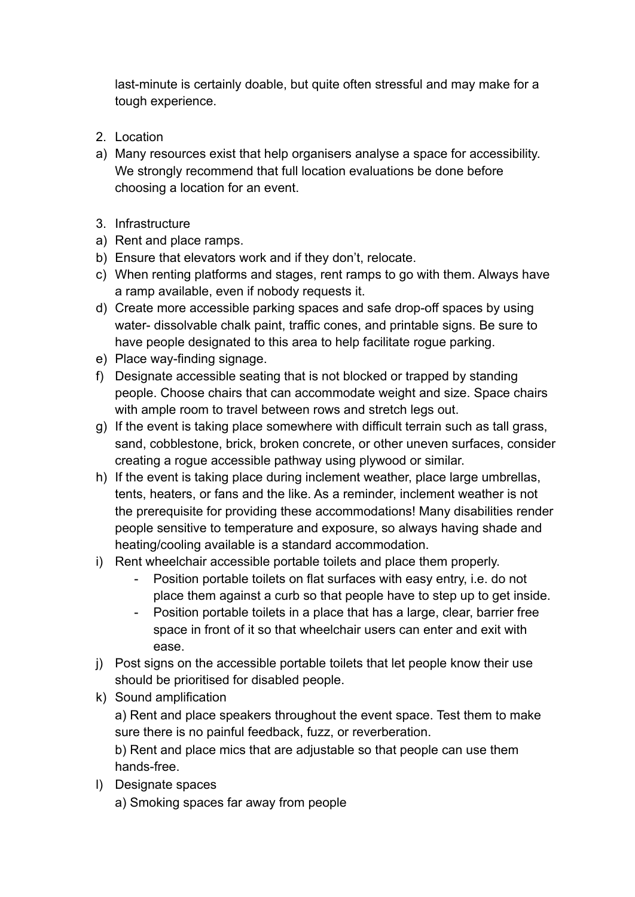last-minute is certainly doable, but quite often stressful and may make for a tough experience.

2. Location

a) Many resources exist that help organisers analyse a space for accessibility. We strongly recommend that full location evaluations be done before choosing a location for an event.

3. Infrastructure

a) Rent and place ramps.
b) Ensure that elevators work and if they don't, relocate.
c) When renting platforms and stages, rent ramps to go with them. Always have a ramp available, even if nobody requests it.
d) Create more accessible parking spaces and safe drop-off spaces by using water- dissolvable chalk paint, traffic cones, and printable signs. Be sure to have people designated to this area to help facilitate rogue parking.
e) Place way-finding signage.
f) Designate accessible seating that is not blocked or trapped by standing people. Choose chairs that can accommodate weight and size. Space chairs with ample room to travel between rows and stretch legs out.
g) If the event is taking place somewhere with difficult terrain such as tall grass, sand, cobblestone, brick, broken concrete, or other uneven surfaces, consider creating a rogue accessible pathway using plywood or similar.
h) If the event is taking place during inclement weather, place large umbrellas, tents, heaters, or fans and the like. As a reminder, inclement weather is not the prerequisite for providing these accommodations! Many disabilities render people sensitive to temperature and exposure, so always having shade and heating/cooling available is a standard accommodation.
i) Rent wheelchair accessible portable toilets and place them properly.
    - Position portable toilets on flat surfaces with easy entry, i.e. do not place them against a curb so that people have to step up to get inside.
    - Position portable toilets in a place that has a large, clear, barrier free space in front of it so that wheelchair users can enter and exit with ease.
j) Post signs on the accessible portable toilets that let people know their use should be prioritised for disabled people.
k) Sound amplification

    a) Rent and place speakers throughout the event space. Test them to make sure there is no painful feedback, fuzz, or reverberation.

    b) Rent and place mics that are adjustable so that people can use them hands-free.
l) Designate spaces

    a) Smoking spaces far away from people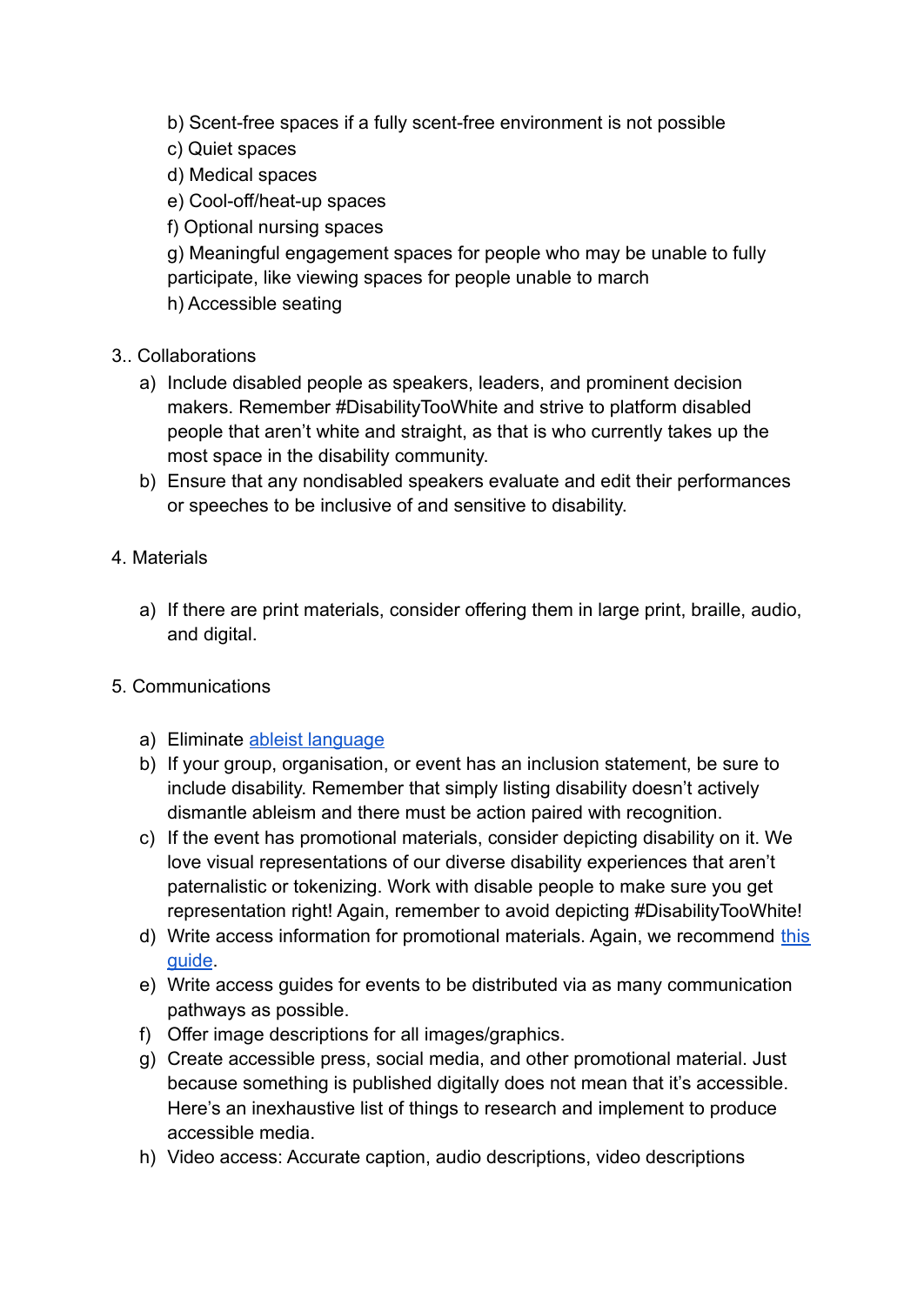b) Scent-free spaces if a fully scent-free environment is not possible
c) Quiet spaces
d) Medical spaces
e) Cool-off/heat-up spaces
f) Optional nursing spaces
g) Meaningful engagement spaces for people who may be unable to fully participate, like viewing spaces for people unable to march
h) Accessible seating

3.. Collaborations

a) Include disabled people as speakers, leaders, and prominent decision makers. Remember #DisabilityTooWhite and strive to platform disabled people that aren't white and straight, as that is who currently takes up the most space in the disability community.
b) Ensure that any nondisabled speakers evaluate and edit their performances or speeches to be inclusive of and sensitive to disability.

4. Materials

a) If there are print materials, consider offering them in large print, braille, audio, and digital.

5. Communications

a) Eliminate ableist language
b) If your group, organisation, or event has an inclusion statement, be sure to include disability. Remember that simply listing disability doesn't actively dismantle ableism and there must be action paired with recognition.
c) If the event has promotional materials, consider depicting disability on it. We love visual representations of our diverse disability experiences that aren't paternalistic or tokenizing. Work with disable people to make sure you get representation right! Again, remember to avoid depicting #DisabilityTooWhite!
d) Write access information for promotional materials. Again, we recommend this guide.
e) Write access guides for events to be distributed via as many communication pathways as possible.
f) Offer image descriptions for all images/graphics.
g) Create accessible press, social media, and other promotional material. Just because something is published digitally does not mean that it's accessible. Here's an inexhaustive list of things to research and implement to produce accessible media.
h) Video access: Accurate caption, audio descriptions, video descriptions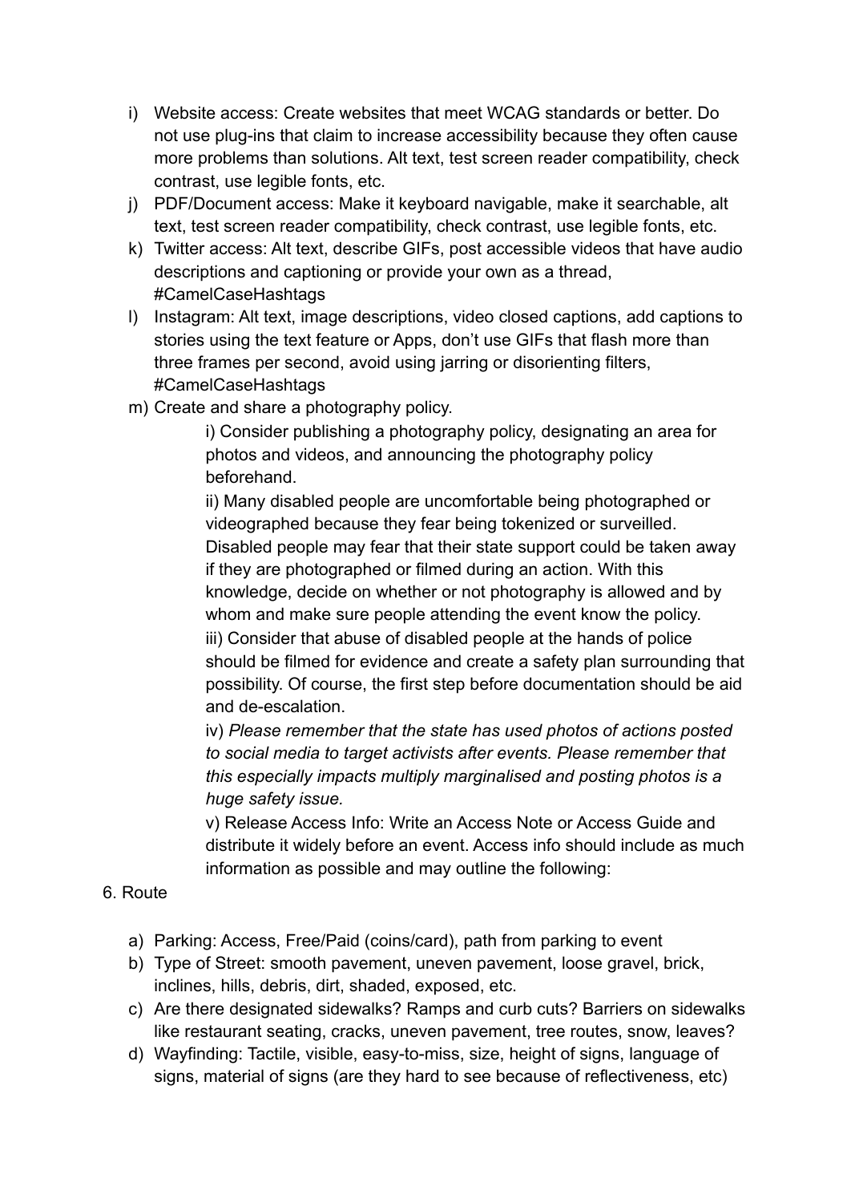i) Website access: Create websites that meet WCAG standards or better. Do not use plug-ins that claim to increase accessibility because they often cause more problems than solutions. Alt text, test screen reader compatibility, check contrast, use legible fonts, etc.

j) PDF/Document access: Make it keyboard navigable, make it searchable, alt text, test screen reader compatibility, check contrast, use legible fonts, etc.

k) Twitter access: Alt text, describe GIFs, post accessible videos that have audio descriptions and captioning or provide your own as a thread, #CamelCaseHashtags

l) Instagram: Alt text, image descriptions, video closed captions, add captions to stories using the text feature or Apps, don't use GIFs that flash more than three frames per second, avoid using jarring or disorienting filters, #CamelCaseHashtags

m) Create and share a photography policy.

   i) Consider publishing a photography policy, designating an area for photos and videos, and announcing the photography policy beforehand.

   ii) Many disabled people are uncomfortable being photographed or videographed because they fear being tokenized or surveilled. Disabled people may fear that their state support could be taken away if they are photographed or filmed during an action. With this knowledge, decide on whether or not photography is allowed and by whom and make sure people attending the event know the policy.

   iii) Consider that abuse of disabled people at the hands of police should be filmed for evidence and create a safety plan surrounding that possibility. Of course, the first step before documentation should be aid and de-escalation.

   iv) *Please remember that the state has used photos of actions posted to social media to target activists after events. Please remember that this especially impacts multiply marginalised and posting photos is a huge safety issue.*

   v) Release Access Info: Write an Access Note or Access Guide and distribute it widely before an event. Access info should include as much information as possible and may outline the following:

6. Route

   a) Parking: Access, Free/Paid (coins/card), path from parking to event

   b) Type of Street: smooth pavement, uneven pavement, loose gravel, brick, inclines, hills, debris, dirt, shaded, exposed, etc.

   c) Are there designated sidewalks? Ramps and curb cuts? Barriers on sidewalks like restaurant seating, cracks, uneven pavement, tree routes, snow, leaves?

   d) Wayfinding: Tactile, visible, easy-to-miss, size, height of signs, language of signs, material of signs (are they hard to see because of reflectiveness, etc)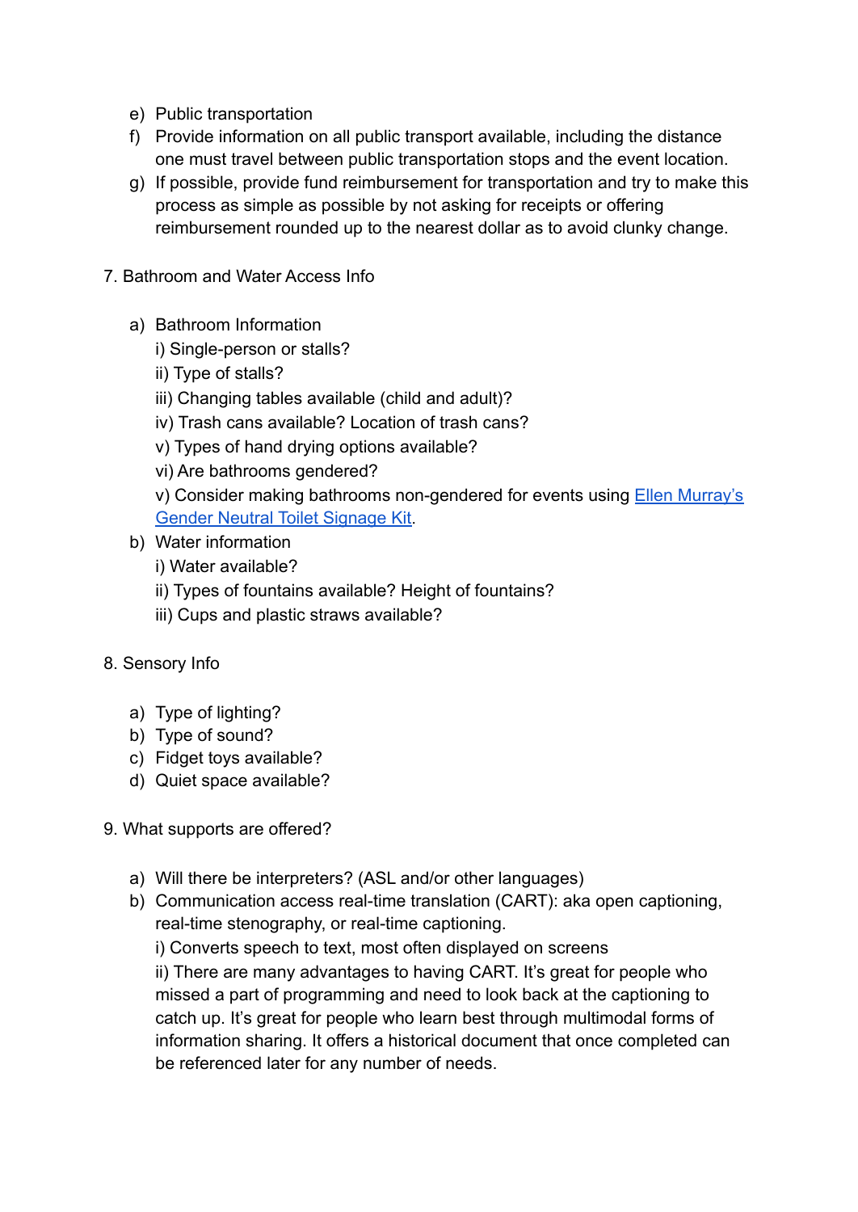e) Public transportation

f) Provide information on all public transport available, including the distance one must travel between public transportation stops and the event location.

g) If possible, provide fund reimbursement for transportation and try to make this process as simple as possible by not asking for receipts or offering reimbursement rounded up to the nearest dollar as to avoid clunky change.

7. Bathroom and Water Access Info

   a) Bathroom Information

      i) Single-person or stalls?

      ii) Type of stalls?

      iii) Changing tables available (child and adult)?

      iv) Trash cans available? Location of trash cans?

      v) Types of hand drying options available?

      vi) Are bathrooms gendered?

      v) Consider making bathrooms non-gendered for events using [Ellen Murray's Gender Neutral Toilet Signage Kit](#).

   b) Water information

      i) Water available?

      ii) Types of fountains available? Height of fountains?

      iii) Cups and plastic straws available?

8. Sensory Info

   a) Type of lighting?

   b) Type of sound?

   c) Fidget toys available?

   d) Quiet space available?

9. What supports are offered?

   a) Will there be interpreters? (ASL and/or other languages)

   b) Communication access real-time translation (CART): aka open captioning, real-time stenography, or real-time captioning.

      i) Converts speech to text, most often displayed on screens

      ii) There are many advantages to having CART. It's great for people who missed a part of programming and need to look back at the captioning to catch up. It's great for people who learn best through multimodal forms of information sharing. It offers a historical document that once completed can be referenced later for any number of needs.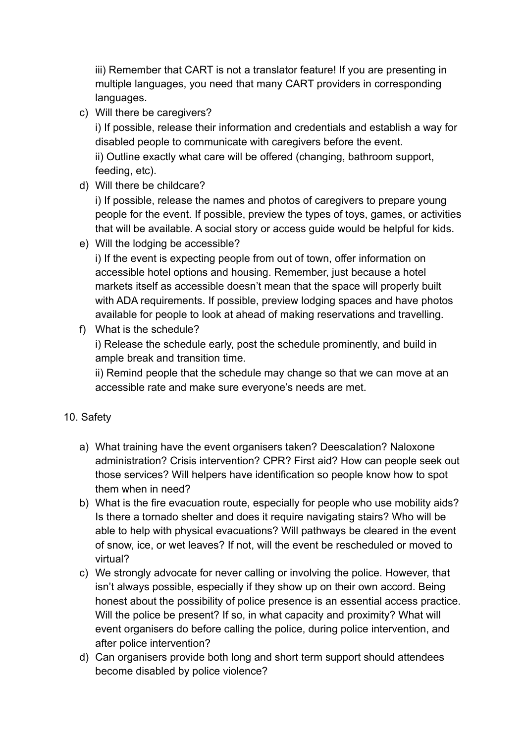iii) Remember that CART is not a translator feature! If you are presenting in multiple languages, you need that many CART providers in corresponding languages.

c) Will there be caregivers?

   i) If possible, release their information and credentials and establish a way for disabled people to communicate with caregivers before the event.

   ii) Outline exactly what care will be offered (changing, bathroom support, feeding, etc).

d) Will there be childcare?

   i) If possible, release the names and photos of caregivers to prepare young people for the event. If possible, preview the types of toys, games, or activities that will be available. A social story or access guide would be helpful for kids.

e) Will the lodging be accessible?

   i) If the event is expecting people from out of town, offer information on accessible hotel options and housing. Remember, just because a hotel markets itself as accessible doesn't mean that the space will properly built with ADA requirements. If possible, preview lodging spaces and have photos available for people to look at ahead of making reservations and travelling.

f) What is the schedule?

   i) Release the schedule early, post the schedule prominently, and build in ample break and transition time.

   ii) Remind people that the schedule may change so that we can move at an accessible rate and make sure everyone's needs are met.

10. Safety

a) What training have the event organisers taken? Deescalation? Naloxone administration? Crisis intervention? CPR? First aid? How can people seek out those services? Will helpers have identification so people know how to spot them when in need?

b) What is the fire evacuation route, especially for people who use mobility aids? Is there a tornado shelter and does it require navigating stairs? Who will be able to help with physical evacuations? Will pathways be cleared in the event of snow, ice, or wet leaves? If not, will the event be rescheduled or moved to virtual?

c) We strongly advocate for never calling or involving the police. However, that isn't always possible, especially if they show up on their own accord. Being honest about the possibility of police presence is an essential access practice. Will the police be present? If so, in what capacity and proximity? What will event organisers do before calling the police, during police intervention, and after police intervention?

d) Can organisers provide both long and short term support should attendees become disabled by police violence?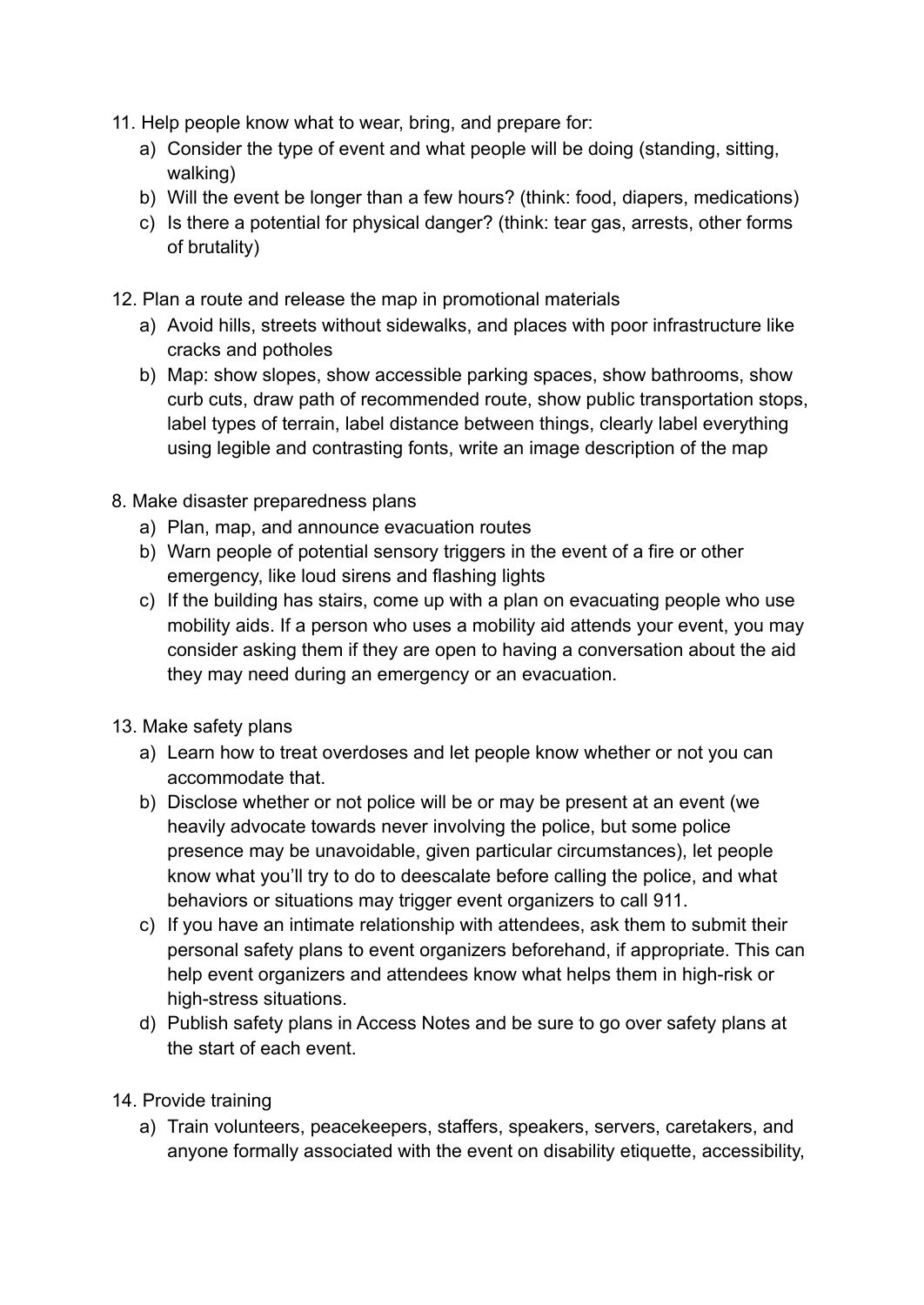11. Help people know what to wear, bring, and prepare for:
    a) Consider the type of event and what people will be doing (standing, sitting, walking)
    b) Will the event be longer than a few hours? (think: food, diapers, medications)
    c) Is there a potential for physical danger? (think: tear gas, arrests, other forms of brutality)

12. Plan a route and release the map in promotional materials
    a) Avoid hills, streets without sidewalks, and places with poor infrastructure like cracks and potholes
    b) Map: show slopes, show accessible parking spaces, show bathrooms, show curb cuts, draw path of recommended route, show public transportation stops, label types of terrain, label distance between things, clearly label everything using legible and contrasting fonts, write an image description of the map

8. Make disaster preparedness plans
    a) Plan, map, and announce evacuation routes
    b) Warn people of potential sensory triggers in the event of a fire or other emergency, like loud sirens and flashing lights
    c) If the building has stairs, come up with a plan on evacuating people who use mobility aids. If a person who uses a mobility aid attends your event, you may consider asking them if they are open to having a conversation about the aid they may need during an emergency or an evacuation.

13. Make safety plans
    a) Learn how to treat overdoses and let people know whether or not you can accommodate that.
    b) Disclose whether or not police will be or may be present at an event (we heavily advocate towards never involving the police, but some police presence may be unavoidable, given particular circumstances), let people know what you'll try to do to deescalate before calling the police, and what behaviors or situations may trigger event organizers to call 911.
    c) If you have an intimate relationship with attendees, ask them to submit their personal safety plans to event organizers beforehand, if appropriate. This can help event organizers and attendees know what helps them in high-risk or high-stress situations.
    d) Publish safety plans in Access Notes and be sure to go over safety plans at the start of each event.

14. Provide training
    a) Train volunteers, peacekeepers, staffers, speakers, servers, caretakers, and anyone formally associated with the event on disability etiquette, accessibility,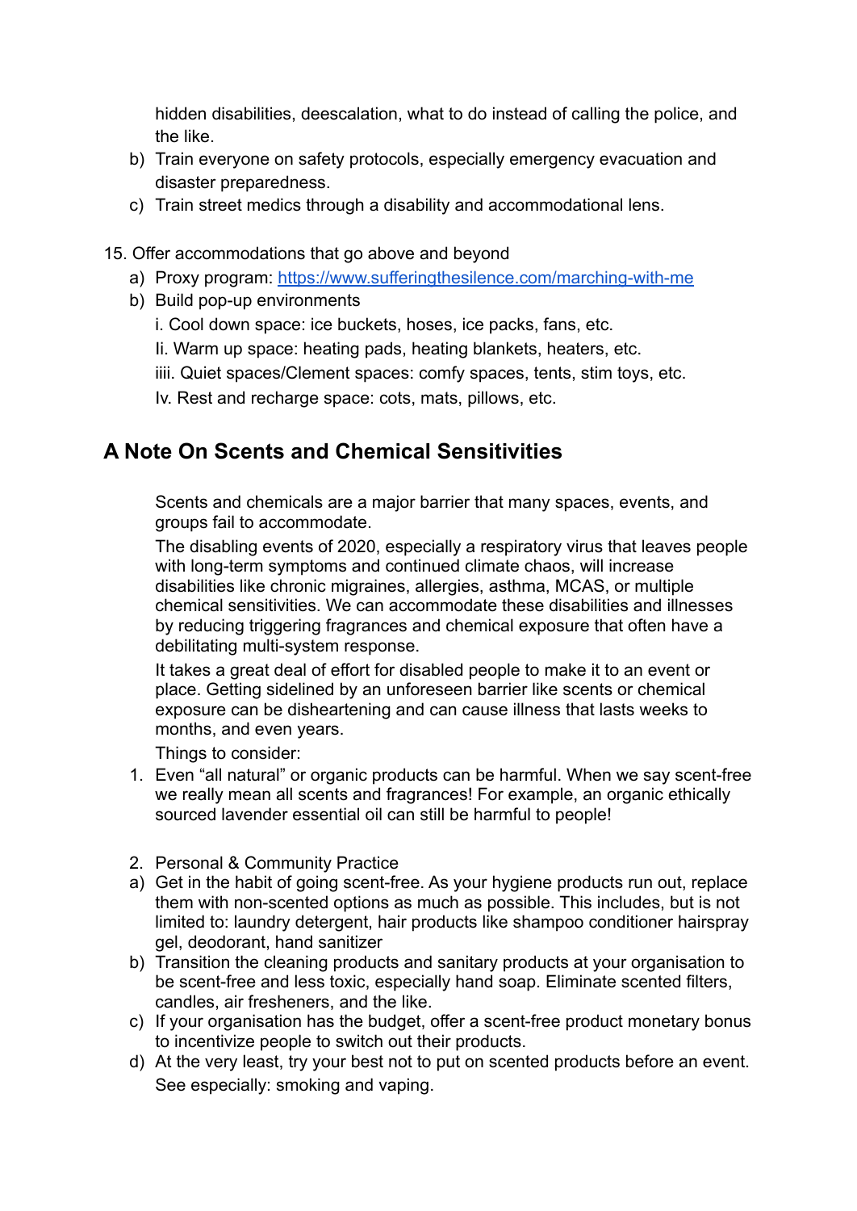hidden disabilities, deescalation, what to do instead of calling the police, and the like.

b) Train everyone on safety protocols, especially emergency evacuation and disaster preparedness.
c) Train street medics through a disability and accommodational lens.

15. Offer accommodations that go above and beyond
    a) Proxy program: [https://www.sufferingthesilence.com/marching-with-me](https://www.sufferingthesilence.com/marching-with-me)
    b) Build pop-up environments
        i. Cool down space: ice buckets, hoses, ice packs, fans, etc.
        Ii. Warm up space: heating pads, heating blankets, heaters, etc.
        iiii. Quiet spaces/Clement spaces: comfy spaces, tents, stim toys, etc.
        Iv. Rest and recharge space: cots, mats, pillows, etc.

## A Note On Scents and Chemical Sensitivities

Scents and chemicals are a major barrier that many spaces, events, and groups fail to accommodate.

The disabling events of 2020, especially a respiratory virus that leaves people with long-term symptoms and continued climate chaos, will increase disabilities like chronic migraines, allergies, asthma, MCAS, or multiple chemical sensitivities. We can accommodate these disabilities and illnesses by reducing triggering fragrances and chemical exposure that often have a debilitating multi-system response.

It takes a great deal of effort for disabled people to make it to an event or place. Getting sidelined by an unforeseen barrier like scents or chemical exposure can be disheartening and can cause illness that lasts weeks to months, and even years.

Things to consider:

1. Even "all natural" or organic products can be harmful. When we say scent-free we really mean all scents and fragrances! For example, an organic ethically sourced lavender essential oil can still be harmful to people!

2. Personal & Community Practice

a) Get in the habit of going scent-free. As your hygiene products run out, replace them with non-scented options as much as possible. This includes, but is not limited to: laundry detergent, hair products like shampoo conditioner hairspray gel, deodorant, hand sanitizer
b) Transition the cleaning products and sanitary products at your organisation to be scent-free and less toxic, especially hand soap. Eliminate scented filters, candles, air fresheners, and the like.
c) If your organisation has the budget, offer a scent-free product monetary bonus to incentivize people to switch out their products.
d) At the very least, try your best not to put on scented products before an event. See especially: smoking and vaping.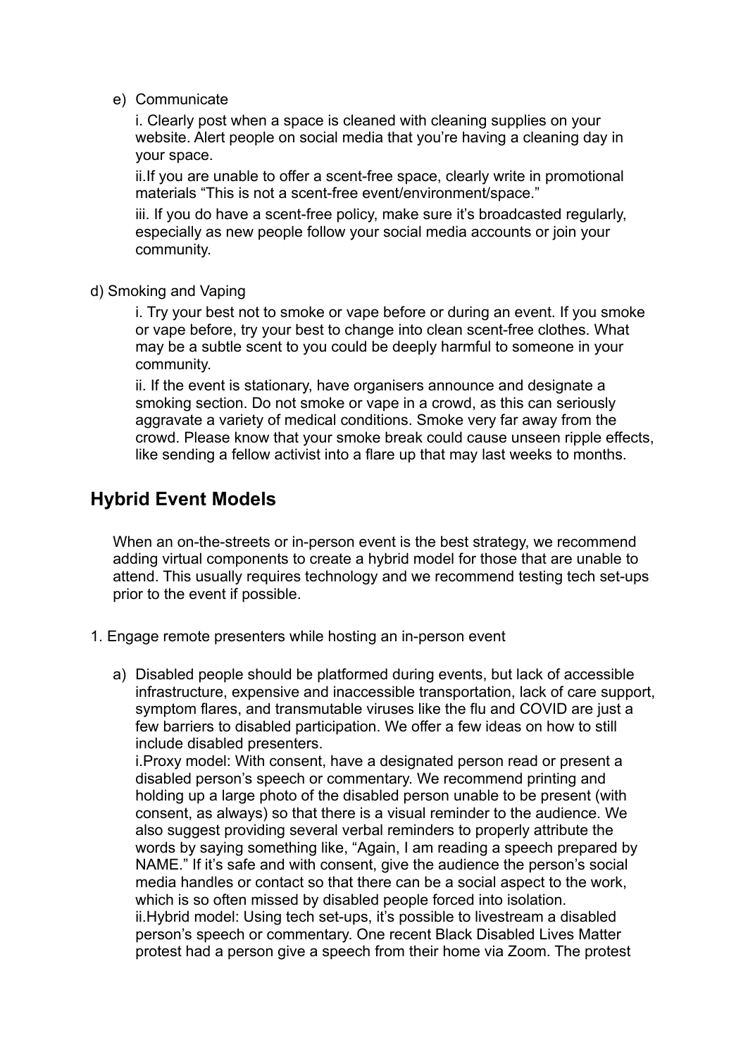e) Communicate

   i. Clearly post when a space is cleaned with cleaning supplies on your website. Alert people on social media that you're having a cleaning day in your space.

   ii.If you are unable to offer a scent-free space, clearly write in promotional materials "This is not a scent-free event/environment/space."

   iii. If you do have a scent-free policy, make sure it's broadcasted regularly, especially as new people follow your social media accounts or join your community.

d) Smoking and Vaping

   i. Try your best not to smoke or vape before or during an event. If you smoke or vape before, try your best to change into clean scent-free clothes. What may be a subtle scent to you could be deeply harmful to someone in your community.

   ii. If the event is stationary, have organisers announce and designate a smoking section. Do not smoke or vape in a crowd, as this can seriously aggravate a variety of medical conditions. Smoke very far away from the crowd. Please know that your smoke break could cause unseen ripple effects, like sending a fellow activist into a flare up that may last weeks to months.

## Hybrid Event Models

When an on-the-streets or in-person event is the best strategy, we recommend adding virtual components to create a hybrid model for those that are unable to attend. This usually requires technology and we recommend testing tech set-ups prior to the event if possible.

1. Engage remote presenters while hosting an in-person event

   a) Disabled people should be platformed during events, but lack of accessible infrastructure, expensive and inaccessible transportation, lack of care support, symptom flares, and transmutable viruses like the flu and COVID are just a few barriers to disabled participation. We offer a few ideas on how to still include disabled presenters.

   i.Proxy model: With consent, have a designated person read or present a disabled person's speech or commentary. We recommend printing and holding up a large photo of the disabled person unable to be present (with consent, as always) so that there is a visual reminder to the audience. We also suggest providing several verbal reminders to properly attribute the words by saying something like, "Again, I am reading a speech prepared by NAME." If it's safe and with consent, give the audience the person's social media handles or contact so that there can be a social aspect to the work, which is so often missed by disabled people forced into isolation.

   ii.Hybrid model: Using tech set-ups, it's possible to livestream a disabled person's speech or commentary. One recent Black Disabled Lives Matter protest had a person give a speech from their home via Zoom. The protest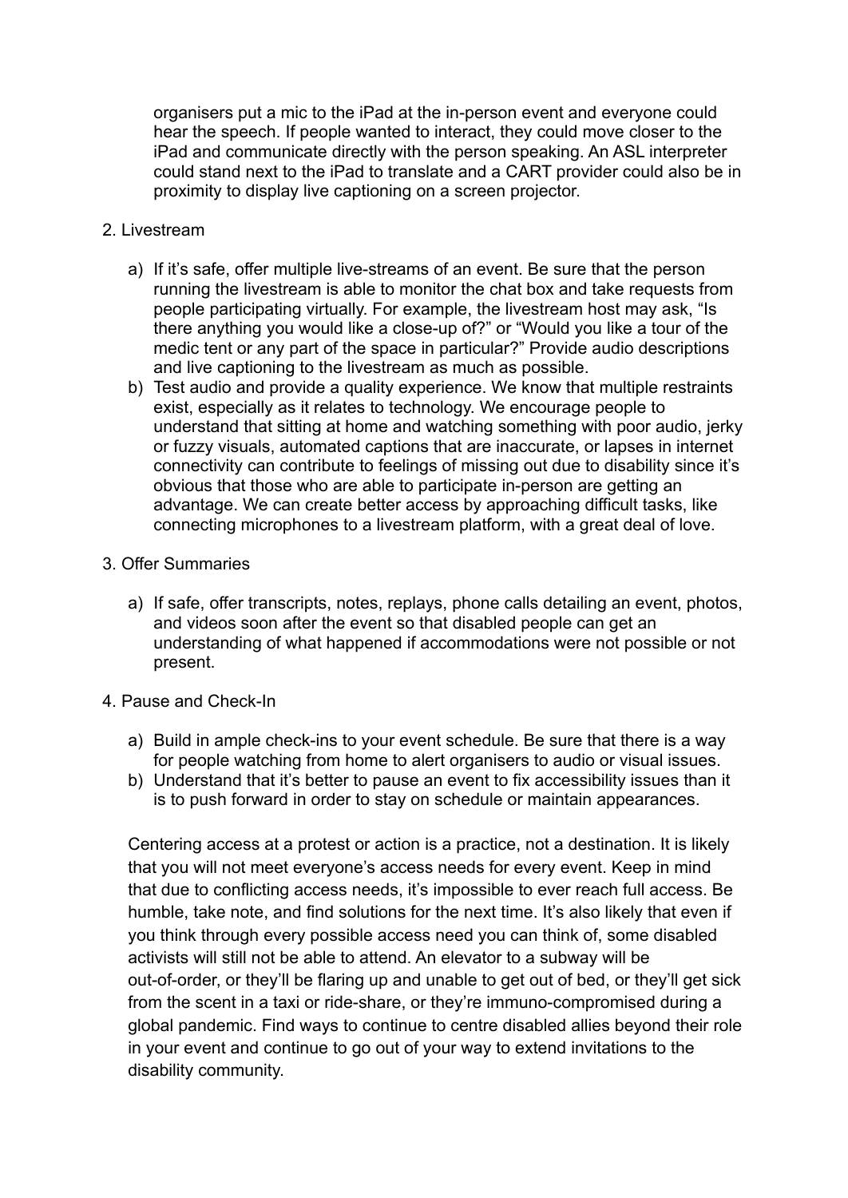organisers put a mic to the iPad at the in-person event and everyone could hear the speech. If people wanted to interact, they could move closer to the iPad and communicate directly with the person speaking. An ASL interpreter could stand next to the iPad to translate and a CART provider could also be in proximity to display live captioning on a screen projector.

2. Livestream

   a) If it's safe, offer multiple live-streams of an event. Be sure that the person running the livestream is able to monitor the chat box and take requests from people participating virtually. For example, the livestream host may ask, "Is there anything you would like a close-up of?" or "Would you like a tour of the medic tent or any part of the space in particular?" Provide audio descriptions and live captioning to the livestream as much as possible.

   b) Test audio and provide a quality experience. We know that multiple restraints exist, especially as it relates to technology. We encourage people to understand that sitting at home and watching something with poor audio, jerky or fuzzy visuals, automated captions that are inaccurate, or lapses in internet connectivity can contribute to feelings of missing out due to disability since it's obvious that those who are able to participate in-person are getting an advantage. We can create better access by approaching difficult tasks, like connecting microphones to a livestream platform, with a great deal of love.

3. Offer Summaries

   a) If safe, offer transcripts, notes, replays, phone calls detailing an event, photos, and videos soon after the event so that disabled people can get an understanding of what happened if accommodations were not possible or not present.

4. Pause and Check-In

   a) Build in ample check-ins to your event schedule. Be sure that there is a way for people watching from home to alert organisers to audio or visual issues.

   b) Understand that it's better to pause an event to fix accessibility issues than it is to push forward in order to stay on schedule or maintain appearances.

Centering access at a protest or action is a practice, not a destination. It is likely that you will not meet everyone's access needs for every event. Keep in mind that due to conflicting access needs, it's impossible to ever reach full access. Be humble, take note, and find solutions for the next time. It's also likely that even if you think through every possible access need you can think of, some disabled activists will still not be able to attend. An elevator to a subway will be out-of-order, or they'll be flaring up and unable to get out of bed, or they'll get sick from the scent in a taxi or ride-share, or they're immuno-compromised during a global pandemic. Find ways to continue to centre disabled allies beyond their role in your event and continue to go out of your way to extend invitations to the disability community.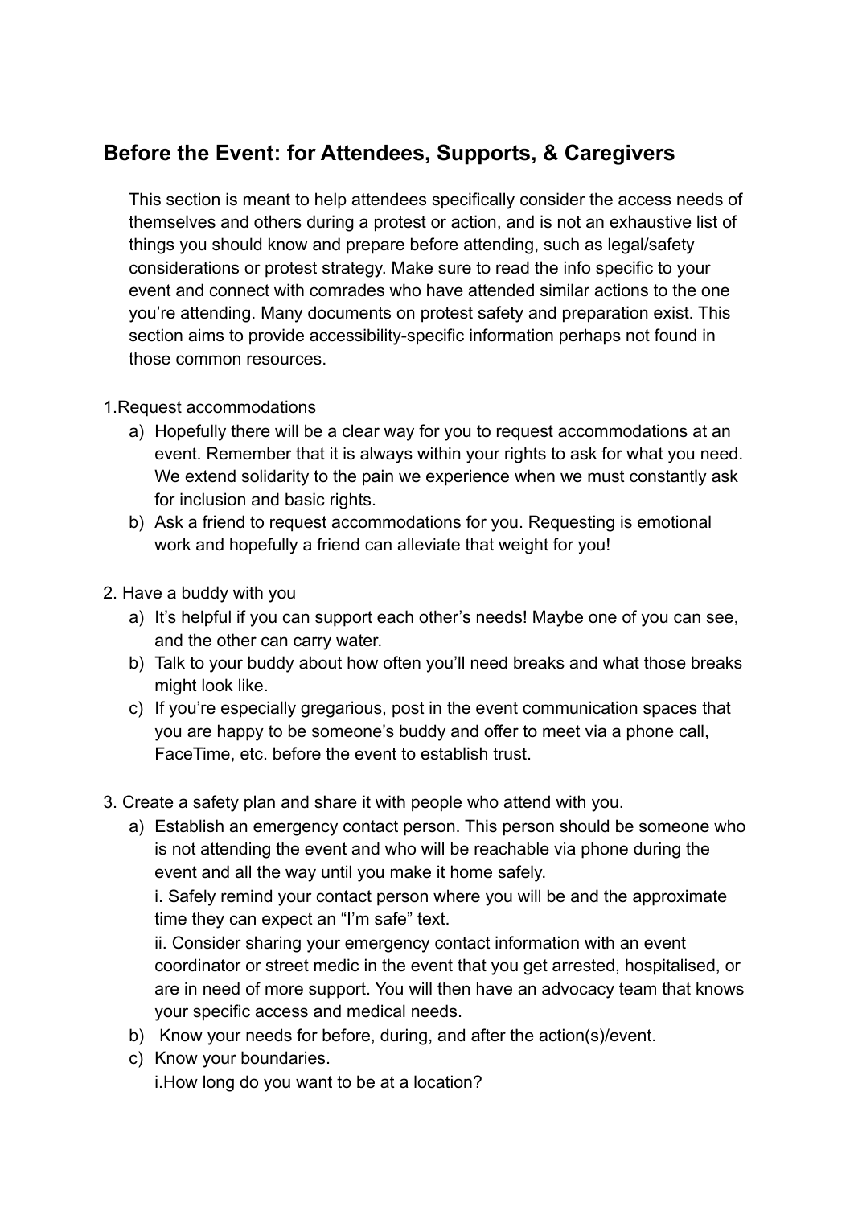## Before the Event: for Attendees, Supports, & Caregivers

This section is meant to help attendees specifically consider the access needs of themselves and others during a protest or action, and is not an exhaustive list of things you should know and prepare before attending, such as legal/safety considerations or protest strategy. Make sure to read the info specific to your event and connect with comrades who have attended similar actions to the one you're attending. Many documents on protest safety and preparation exist. This section aims to provide accessibility-specific information perhaps not found in those common resources.

1.Request accommodations

a) Hopefully there will be a clear way for you to request accommodations at an event. Remember that it is always within your rights to ask for what you need. We extend solidarity to the pain we experience when we must constantly ask for inclusion and basic rights.

b) Ask a friend to request accommodations for you. Requesting is emotional work and hopefully a friend can alleviate that weight for you!

2. Have a buddy with you

a) It's helpful if you can support each other's needs! Maybe one of you can see, and the other can carry water.

b) Talk to your buddy about how often you'll need breaks and what those breaks might look like.

c) If you're especially gregarious, post in the event communication spaces that you are happy to be someone's buddy and offer to meet via a phone call, FaceTime, etc. before the event to establish trust.

3. Create a safety plan and share it with people who attend with you.

a) Establish an emergency contact person. This person should be someone who is not attending the event and who will be reachable via phone during the event and all the way until you make it home safely.

i. Safely remind your contact person where you will be and the approximate time they can expect an "I'm safe" text.

ii. Consider sharing your emergency contact information with an event coordinator or street medic in the event that you get arrested, hospitalised, or are in need of more support. You will then have an advocacy team that knows your specific access and medical needs.

b) Know your needs for before, during, and after the action(s)/event.

c) Know your boundaries.

i.How long do you want to be at a location?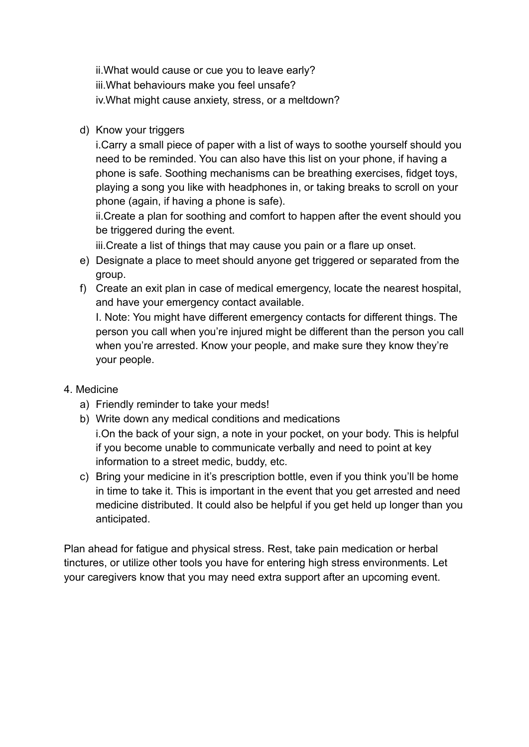ii.What would cause or cue you to leave early?
  iii.What behaviours make you feel unsafe?
  iv.What might cause anxiety, stress, or a meltdown?

d) Know your triggers
   i.Carry a small piece of paper with a list of ways to soothe yourself should you need to be reminded. You can also have this list on your phone, if having a phone is safe. Soothing mechanisms can be breathing exercises, fidget toys, playing a song you like with headphones in, or taking breaks to scroll on your phone (again, if having a phone is safe).
   ii.Create a plan for soothing and comfort to happen after the event should you be triggered during the event.
   iii.Create a list of things that may cause you pain or a flare up onset.
e) Designate a place to meet should anyone get triggered or separated from the group.
f) Create an exit plan in case of medical emergency, locate the nearest hospital, and have your emergency contact available.
   I. Note: You might have different emergency contacts for different things. The person you call when you're injured might be different than the person you call when you're arrested. Know your people, and make sure they know they're your people.

4. Medicine
   a) Friendly reminder to take your meds!
   b) Write down any medical conditions and medications
      i.On the back of your sign, a note in your pocket, on your body. This is helpful if you become unable to communicate verbally and need to point at key information to a street medic, buddy, etc.
   c) Bring your medicine in it's prescription bottle, even if you think you'll be home in time to take it. This is important in the event that you get arrested and need medicine distributed. It could also be helpful if you get held up longer than you anticipated.

Plan ahead for fatigue and physical stress. Rest, take pain medication or herbal tinctures, or utilize other tools you have for entering high stress environments. Let your caregivers know that you may need extra support after an upcoming event.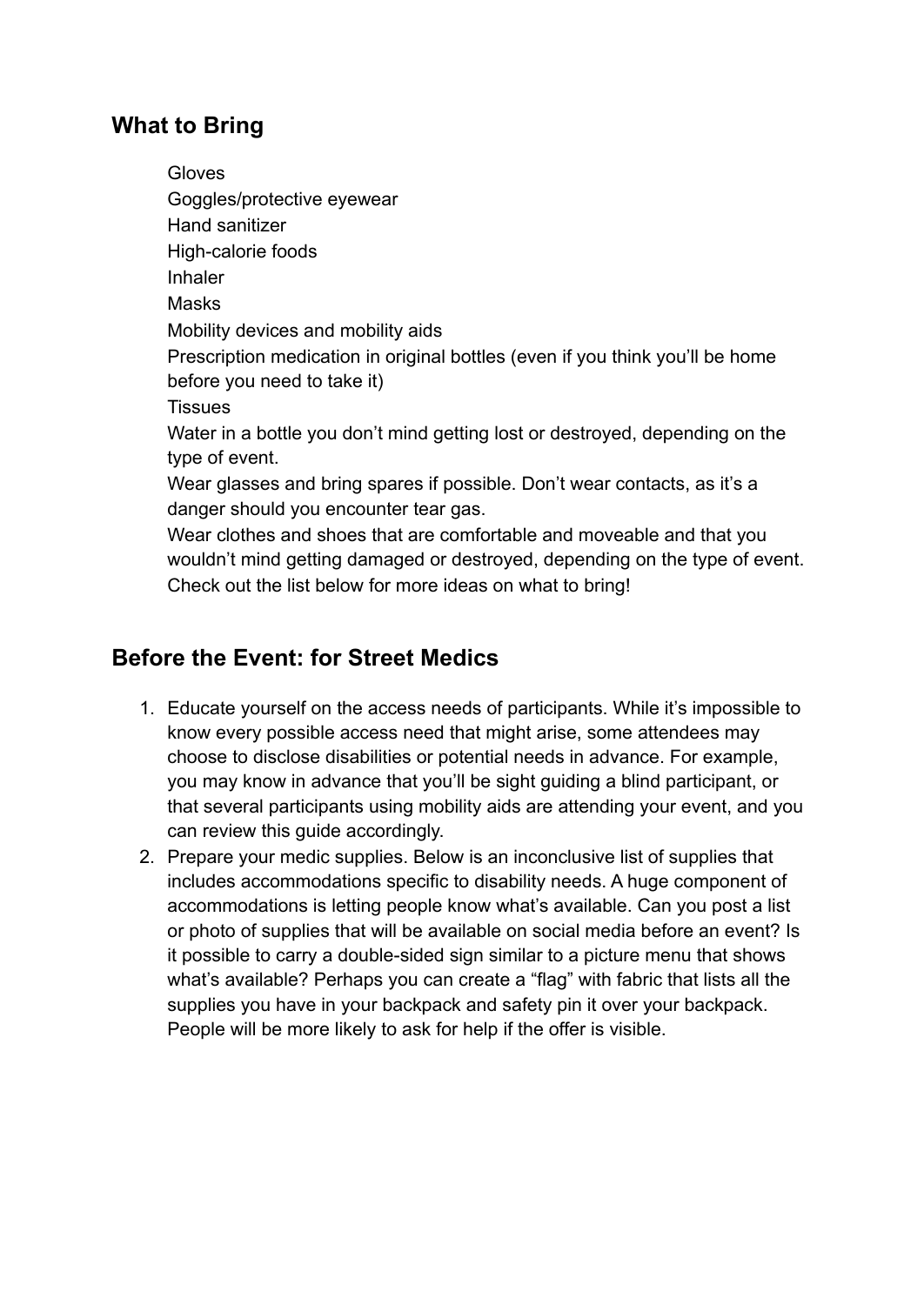## What to Bring

Gloves
Goggles/protective eyewear
Hand sanitizer
High-calorie foods
Inhaler
Masks
Mobility devices and mobility aids
Prescription medication in original bottles (even if you think you'll be home before you need to take it)
Tissues
Water in a bottle you don't mind getting lost or destroyed, depending on the type of event.
Wear glasses and bring spares if possible. Don't wear contacts, as it's a danger should you encounter tear gas.
Wear clothes and shoes that are comfortable and moveable and that you wouldn't mind getting damaged or destroyed, depending on the type of event.
Check out the list below for more ideas on what to bring!

## Before the Event: for Street Medics

1. Educate yourself on the access needs of participants. While it's impossible to know every possible access need that might arise, some attendees may choose to disclose disabilities or potential needs in advance. For example, you may know in advance that you'll be sight guiding a blind participant, or that several participants using mobility aids are attending your event, and you can review this guide accordingly.
2. Prepare your medic supplies. Below is an inconclusive list of supplies that includes accommodations specific to disability needs. A huge component of accommodations is letting people know what's available. Can you post a list or photo of supplies that will be available on social media before an event? Is it possible to carry a double-sided sign similar to a picture menu that shows what's available? Perhaps you can create a "flag" with fabric that lists all the supplies you have in your backpack and safety pin it over your backpack. People will be more likely to ask for help if the offer is visible.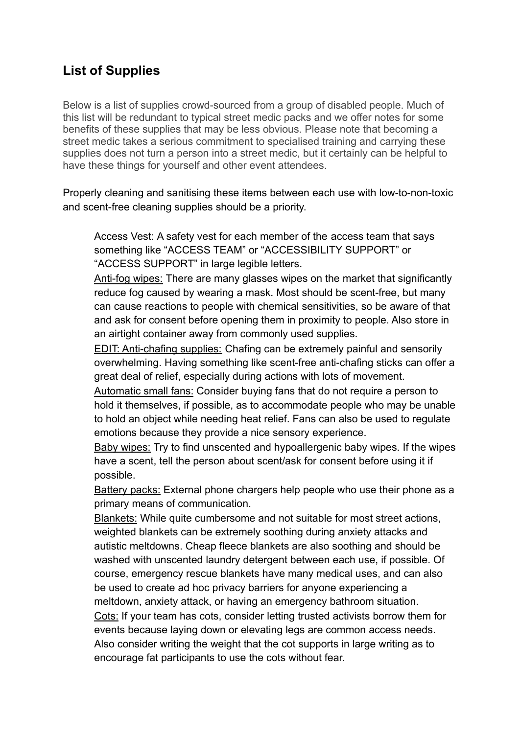## List of Supplies

Below is a list of supplies crowd-sourced from a group of disabled people. Much of this list will be redundant to typical street medic packs and we offer notes for some benefits of these supplies that may be less obvious. Please note that becoming a street medic takes a serious commitment to specialised training and carrying these supplies does not turn a person into a street medic, but it certainly can be helpful to have these things for yourself and other event attendees.

Properly cleaning and sanitising these items between each use with low-to-non-toxic and scent-free cleaning supplies should be a priority.

<u>Access Vest:</u> A safety vest for each member of the access team that says something like "ACCESS TEAM" or "ACCESSIBILITY SUPPORT" or "ACCESS SUPPORT" in large legible letters.

<u>Anti-fog wipes:</u> There are many glasses wipes on the market that significantly reduce fog caused by wearing a mask. Most should be scent-free, but many can cause reactions to people with chemical sensitivities, so be aware of that and ask for consent before opening them in proximity to people. Also store in an airtight container away from commonly used supplies.

<u>EDIT: Anti-chafing supplies:</u> Chafing can be extremely painful and sensorily overwhelming. Having something like scent-free anti-chafing sticks can offer a great deal of relief, especially during actions with lots of movement.

<u>Automatic small fans:</u> Consider buying fans that do not require a person to hold it themselves, if possible, as to accommodate people who may be unable to hold an object while needing heat relief. Fans can also be used to regulate emotions because they provide a nice sensory experience.

<u>Baby wipes:</u> Try to find unscented and hypoallergenic baby wipes. If the wipes have a scent, tell the person about scent/ask for consent before using it if possible.

<u>Battery packs:</u> External phone chargers help people who use their phone as a primary means of communication.

<u>Blankets:</u> While quite cumbersome and not suitable for most street actions, weighted blankets can be extremely soothing during anxiety attacks and autistic meltdowns. Cheap fleece blankets are also soothing and should be washed with unscented laundry detergent between each use, if possible. Of course, emergency rescue blankets have many medical uses, and can also be used to create ad hoc privacy barriers for anyone experiencing a meltdown, anxiety attack, or having an emergency bathroom situation.

<u>Cots:</u> If your team has cots, consider letting trusted activists borrow them for events because laying down or elevating legs are common access needs. Also consider writing the weight that the cot supports in large writing as to encourage fat participants to use the cots without fear.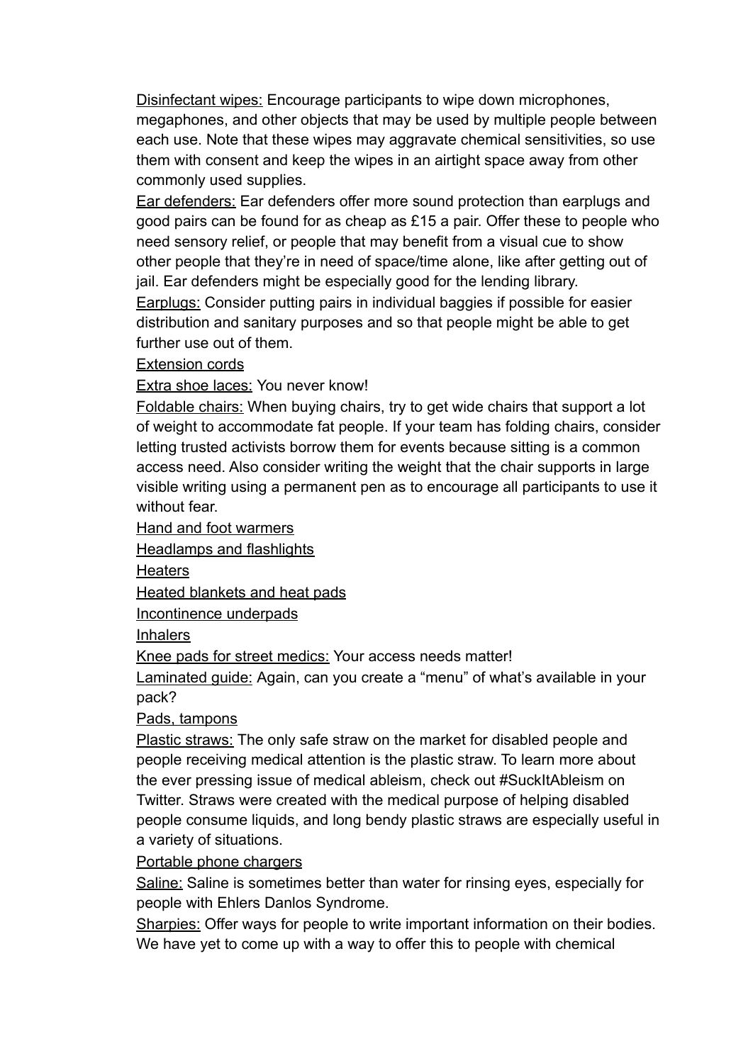<u>Disinfectant wipes:</u> Encourage participants to wipe down microphones, megaphones, and other objects that may be used by multiple people between each use. Note that these wipes may aggravate chemical sensitivities, so use them with consent and keep the wipes in an airtight space away from other commonly used supplies.

<u>Ear defenders:</u> Ear defenders offer more sound protection than earplugs and good pairs can be found for as cheap as £15 a pair. Offer these to people who need sensory relief, or people that may benefit from a visual cue to show other people that they're in need of space/time alone, like after getting out of jail. Ear defenders might be especially good for the lending library.

<u>Earplugs:</u> Consider putting pairs in individual baggies if possible for easier distribution and sanitary purposes and so that people might be able to get further use out of them.

<u>Extension cords</u>

<u>Extra shoe laces:</u> You never know!

<u>Foldable chairs:</u> When buying chairs, try to get wide chairs that support a lot of weight to accommodate fat people. If your team has folding chairs, consider letting trusted activists borrow them for events because sitting is a common access need. Also consider writing the weight that the chair supports in large visible writing using a permanent pen as to encourage all participants to use it without fear.

<u>Hand and foot warmers</u>

<u>Headlamps and flashlights</u>

<u>Heaters</u>

<u>Heated blankets and heat pads</u>

<u>Incontinence underpads</u>

<u>Inhalers</u>

<u>Knee pads for street medics:</u> Your access needs matter!

<u>Laminated guide:</u> Again, can you create a "menu" of what's available in your pack?

<u>Pads, tampons</u>

<u>Plastic straws:</u> The only safe straw on the market for disabled people and people receiving medical attention is the plastic straw. To learn more about the ever pressing issue of medical ableism, check out #SuckItAbleism on Twitter. Straws were created with the medical purpose of helping disabled people consume liquids, and long bendy plastic straws are especially useful in a variety of situations.

<u>Portable phone chargers</u>

<u>Saline:</u> Saline is sometimes better than water for rinsing eyes, especially for people with Ehlers Danlos Syndrome.

<u>Sharpies:</u> Offer ways for people to write important information on their bodies. We have yet to come up with a way to offer this to people with chemical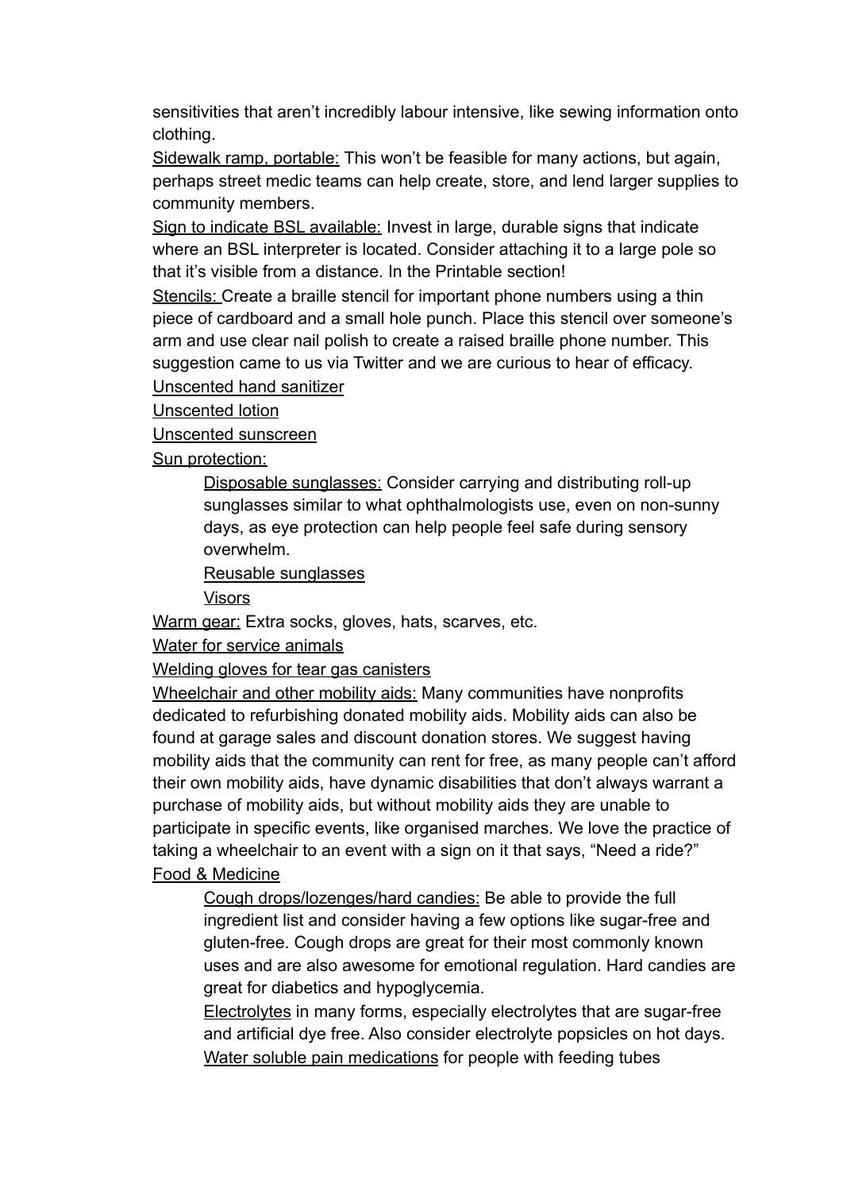sensitivities that aren't incredibly labour intensive, like sewing information onto clothing.

<u>Sidewalk ramp, portable:</u> This won't be feasible for many actions, but again, perhaps street medic teams can help create, store, and lend larger supplies to community members.

<u>Sign to indicate BSL available:</u> Invest in large, durable signs that indicate where an BSL interpreter is located. Consider attaching it to a large pole so that it's visible from a distance. In the Printable section!

<u>Stencils:</u> Create a braille stencil for important phone numbers using a thin piece of cardboard and a small hole punch. Place this stencil over someone's arm and use clear nail polish to create a raised braille phone number. This suggestion came to us via Twitter and we are curious to hear of efficacy.

<u>Unscented hand sanitizer</u>

<u>Unscented lotion</u>

<u>Unscented sunscreen</u>

<u>Sun protection:</u>

- <u>Disposable sunglasses:</u> Consider carrying and distributing roll-up sunglasses similar to what ophthalmologists use, even on non-sunny days, as eye protection can help people feel safe during sensory overwhelm.
- <u>Reusable sunglasses</u>
- <u>Visors</u>

<u>Warm gear:</u> Extra socks, gloves, hats, scarves, etc.

<u>Water for service animals</u>

<u>Welding gloves for tear gas canisters</u>

<u>Wheelchair and other mobility aids:</u> Many communities have nonprofits dedicated to refurbishing donated mobility aids. Mobility aids can also be found at garage sales and discount donation stores. We suggest having mobility aids that the community can rent for free, as many people can't afford their own mobility aids, have dynamic disabilities that don't always warrant a purchase of mobility aids, but without mobility aids they are unable to participate in specific events, like organised marches. We love the practice of taking a wheelchair to an event with a sign on it that says, "Need a ride?"

<u>Food & Medicine</u>

- <u>Cough drops/lozenges/hard candies:</u> Be able to provide the full ingredient list and consider having a few options like sugar-free and gluten-free. Cough drops are great for their most commonly known uses and are also awesome for emotional regulation. Hard candies are great for diabetics and hypoglycemia.
- <u>Electrolytes</u> in many forms, especially electrolytes that are sugar-free and artificial dye free. Also consider electrolyte popsicles on hot days.
- <u>Water soluble pain medications</u> for people with feeding tubes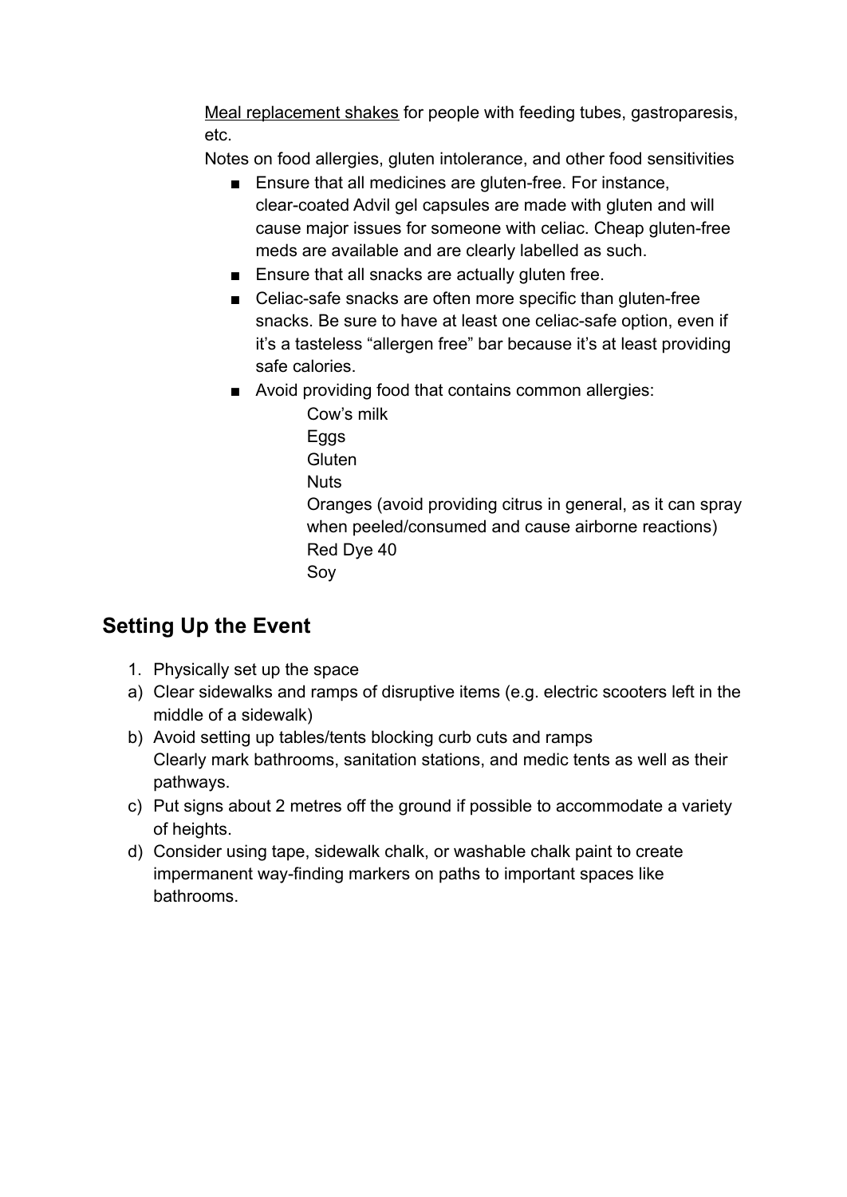Meal replacement shakes for people with feeding tubes, gastroparesis, etc.

Notes on food allergies, gluten intolerance, and other food sensitivities

- Ensure that all medicines are gluten-free. For instance, clear-coated Advil gel capsules are made with gluten and will cause major issues for someone with celiac. Cheap gluten-free meds are available and are clearly labelled as such.
- Ensure that all snacks are actually gluten free.
- Celiac-safe snacks are often more specific than gluten-free snacks. Be sure to have at least one celiac-safe option, even if it's a tasteless "allergen free" bar because it's at least providing safe calories.
- Avoid providing food that contains common allergies:
    - Cow's milk
    - Eggs
    - Gluten
    - Nuts
    - Oranges (avoid providing citrus in general, as it can spray when peeled/consumed and cause airborne reactions)
    - Red Dye 40
    - Soy

## Setting Up the Event

1. Physically set up the space

a) Clear sidewalks and ramps of disruptive items (e.g. electric scooters left in the middle of a sidewalk)

b) Avoid setting up tables/tents blocking curb cuts and ramps
Clearly mark bathrooms, sanitation stations, and medic tents as well as their pathways.

c) Put signs about 2 metres off the ground if possible to accommodate a variety of heights.

d) Consider using tape, sidewalk chalk, or washable chalk paint to create impermanent way-finding markers on paths to important spaces like bathrooms.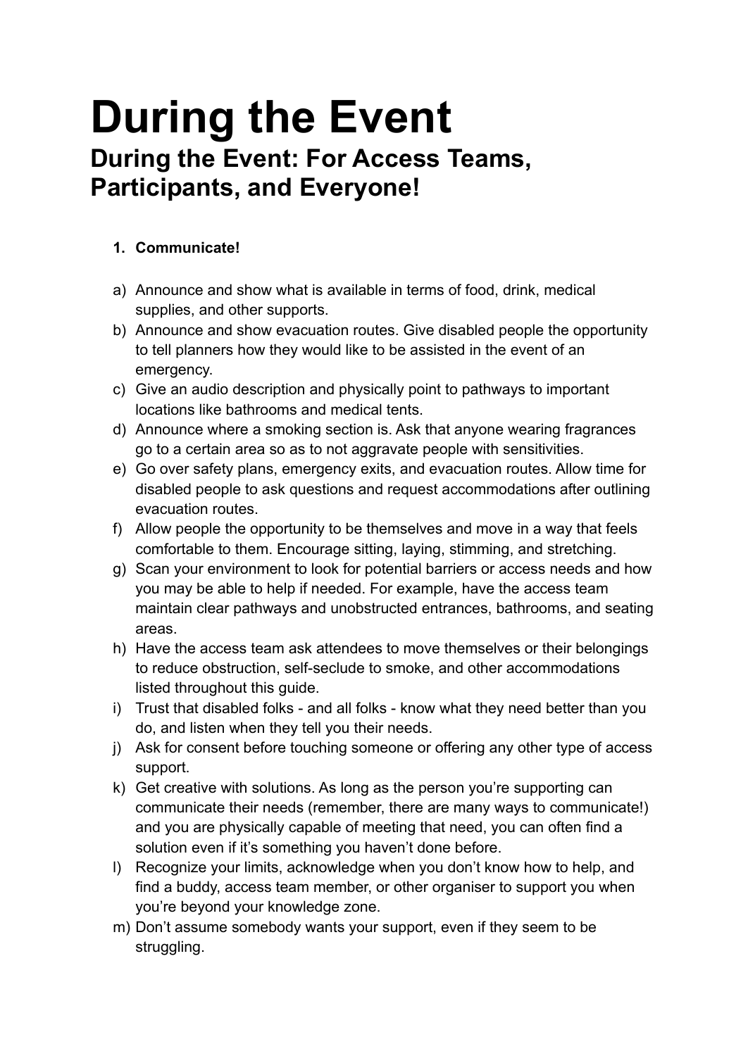# During the Event

## During the Event: For Access Teams, Participants, and Everyone!

1. **Communicate!**

a) Announce and show what is available in terms of food, drink, medical supplies, and other supports.

b) Announce and show evacuation routes. Give disabled people the opportunity to tell planners how they would like to be assisted in the event of an emergency.

c) Give an audio description and physically point to pathways to important locations like bathrooms and medical tents.

d) Announce where a smoking section is. Ask that anyone wearing fragrances go to a certain area so as to not aggravate people with sensitivities.

e) Go over safety plans, emergency exits, and evacuation routes. Allow time for disabled people to ask questions and request accommodations after outlining evacuation routes.

f) Allow people the opportunity to be themselves and move in a way that feels comfortable to them. Encourage sitting, laying, stimming, and stretching.

g) Scan your environment to look for potential barriers or access needs and how you may be able to help if needed. For example, have the access team maintain clear pathways and unobstructed entrances, bathrooms, and seating areas.

h) Have the access team ask attendees to move themselves or their belongings to reduce obstruction, self-seclude to smoke, and other accommodations listed throughout this guide.

i) Trust that disabled folks - and all folks - know what they need better than you do, and listen when they tell you their needs.

j) Ask for consent before touching someone or offering any other type of access support.

k) Get creative with solutions. As long as the person you're supporting can communicate their needs (remember, there are many ways to communicate!) and you are physically capable of meeting that need, you can often find a solution even if it's something you haven't done before.

l) Recognize your limits, acknowledge when you don't know how to help, and find a buddy, access team member, or other organiser to support you when you're beyond your knowledge zone.

m) Don't assume somebody wants your support, even if they seem to be struggling.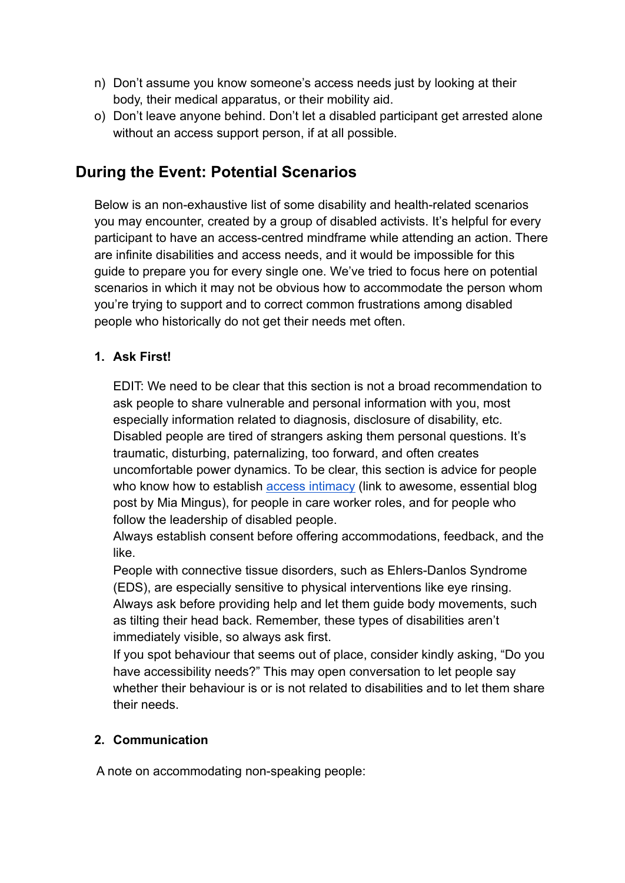n) Don't assume you know someone's access needs just by looking at their body, their medical apparatus, or their mobility aid.
o) Don't leave anyone behind. Don't let a disabled participant get arrested alone without an access support person, if at all possible.

## During the Event: Potential Scenarios

Below is an non-exhaustive list of some disability and health-related scenarios you may encounter, created by a group of disabled activists. It's helpful for every participant to have an access-centred mindframe while attending an action. There are infinite disabilities and access needs, and it would be impossible for this guide to prepare you for every single one. We've tried to focus here on potential scenarios in which it may not be obvious how to accommodate the person whom you're trying to support and to correct common frustrations among disabled people who historically do not get their needs met often.

1. **Ask First!**

   EDIT: We need to be clear that this section is not a broad recommendation to ask people to share vulnerable and personal information with you, most especially information related to diagnosis, disclosure of disability, etc. Disabled people are tired of strangers asking them personal questions. It's traumatic, disturbing, paternalizing, too forward, and often creates uncomfortable power dynamics. To be clear, this section is advice for people who know how to establish [access intimacy] (link to awesome, essential blog post by Mia Mingus), for people in care worker roles, and for people who follow the leadership of disabled people.
   Always establish consent before offering accommodations, feedback, and the like.
   People with connective tissue disorders, such as Ehlers-Danlos Syndrome (EDS), are especially sensitive to physical interventions like eye rinsing. Always ask before providing help and let them guide body movements, such as tilting their head back. Remember, these types of disabilities aren't immediately visible, so always ask first.
   If you spot behaviour that seems out of place, consider kindly asking, "Do you have accessibility needs?" This may open conversation to let people say whether their behaviour is or is not related to disabilities and to let them share their needs.

2. **Communication**

A note on accommodating non-speaking people: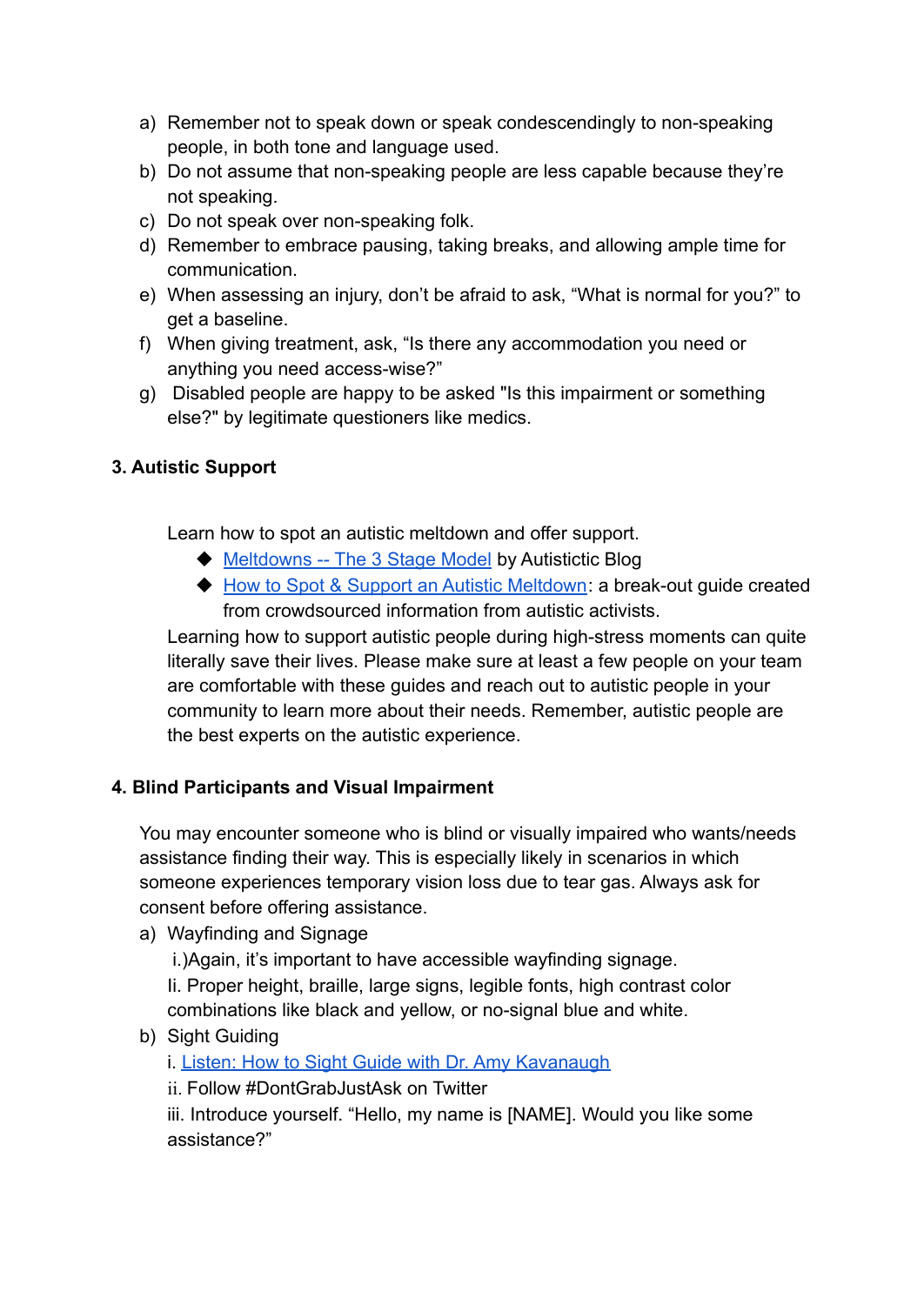a) Remember not to speak down or speak condescendingly to non-speaking people, in both tone and language used.
b) Do not assume that non-speaking people are less capable because they're not speaking.
c) Do not speak over non-speaking folk.
d) Remember to embrace pausing, taking breaks, and allowing ample time for communication.
e) When assessing an injury, don't be afraid to ask, "What is normal for you?" to get a baseline.
f) When giving treatment, ask, "Is there any accommodation you need or anything you need access-wise?"
g) Disabled people are happy to be asked "Is this impairment or something else?" by legitimate questioners like medics.

### 3. Autistic Support

Learn how to spot an autistic meltdown and offer support.

- Meltdowns -- The 3 Stage Model by Autistictic Blog
- How to Spot & Support an Autistic Meltdown: a break-out guide created from crowdsourced information from autistic activists.

Learning how to support autistic people during high-stress moments can quite literally save their lives. Please make sure at least a few people on your team are comfortable with these guides and reach out to autistic people in your community to learn more about their needs. Remember, autistic people are the best experts on the autistic experience.

### 4. Blind Participants and Visual Impairment

You may encounter someone who is blind or visually impaired who wants/needs assistance finding their way. This is especially likely in scenarios in which someone experiences temporary vision loss due to tear gas. Always ask for consent before offering assistance.

a) Wayfinding and Signage
   i.) Again, it's important to have accessible wayfinding signage.
   Ii. Proper height, braille, large signs, legible fonts, high contrast color combinations like black and yellow, or no-signal blue and white.
b) Sight Guiding
   i. Listen: How to Sight Guide with Dr. Amy Kavanaugh
   ii. Follow #DontGrabJustAsk on Twitter
   iii. Introduce yourself. "Hello, my name is [NAME]. Would you like some assistance?"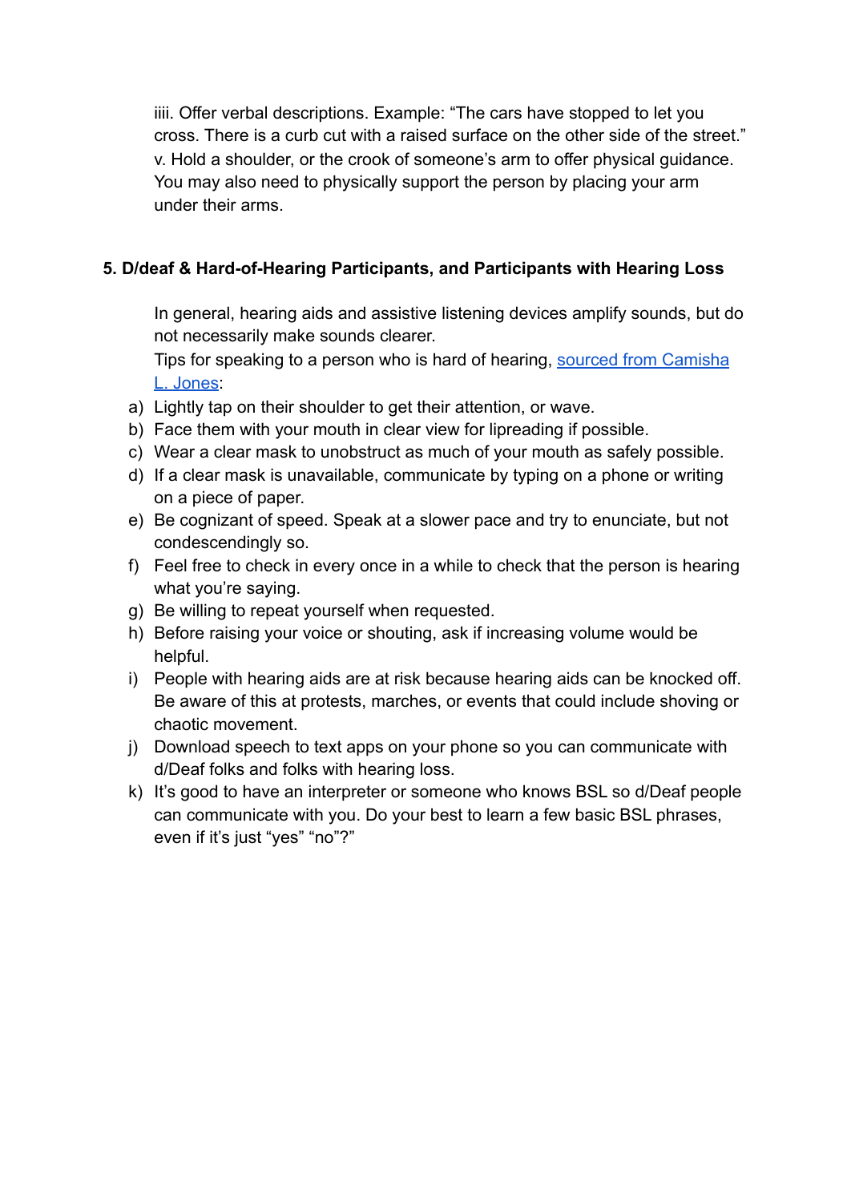iiii. Offer verbal descriptions. Example: “The cars have stopped to let you cross. There is a curb cut with a raised surface on the other side of the street.”
v. Hold a shoulder, or the crook of someone’s arm to offer physical guidance. You may also need to physically support the person by placing your arm under their arms.

**5. D/deaf & Hard-of-Hearing Participants, and Participants with Hearing Loss**

In general, hearing aids and assistive listening devices amplify sounds, but do not necessarily make sounds clearer.

Tips for speaking to a person who is hard of hearing, [sourced from Camisha L. Jones]():

a) Lightly tap on their shoulder to get their attention, or wave.
b) Face them with your mouth in clear view for lipreading if possible.
c) Wear a clear mask to unobstruct as much of your mouth as safely possible.
d) If a clear mask is unavailable, communicate by typing on a phone or writing on a piece of paper.
e) Be cognizant of speed. Speak at a slower pace and try to enunciate, but not condescendingly so.
f) Feel free to check in every once in a while to check that the person is hearing what you’re saying.
g) Be willing to repeat yourself when requested.
h) Before raising your voice or shouting, ask if increasing volume would be helpful.
i) People with hearing aids are at risk because hearing aids can be knocked off. Be aware of this at protests, marches, or events that could include shoving or chaotic movement.
j) Download speech to text apps on your phone so you can communicate with d/Deaf folks and folks with hearing loss.
k) It’s good to have an interpreter or someone who knows BSL so d/Deaf people can communicate with you. Do your best to learn a few basic BSL phrases, even if it’s just “yes” “no”?”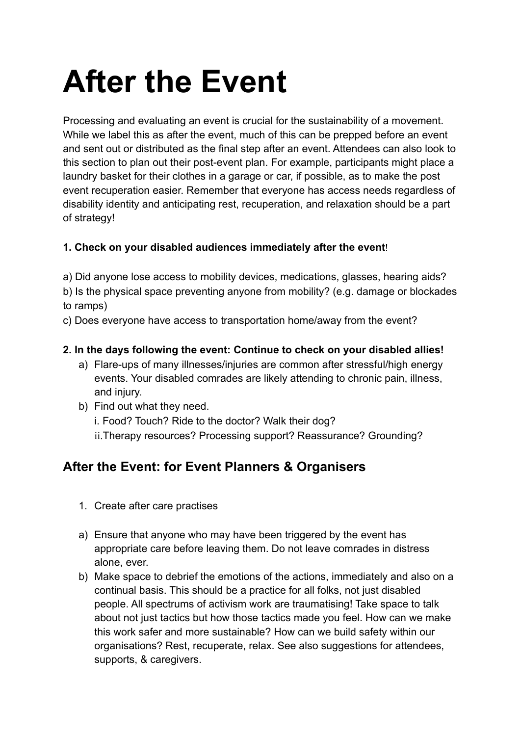# After the Event

Processing and evaluating an event is crucial for the sustainability of a movement. While we label this as after the event, much of this can be prepped before an event and sent out or distributed as the final step after an event. Attendees can also look to this section to plan out their post-event plan. For example, participants might place a laundry basket for their clothes in a garage or car, if possible, as to make the post event recuperation easier. Remember that everyone has access needs regardless of disability identity and anticipating rest, recuperation, and relaxation should be a part of strategy!

**1. Check on your disabled audiences immediately after the event**!

a) Did anyone lose access to mobility devices, medications, glasses, hearing aids?
b) Is the physical space preventing anyone from mobility? (e.g. damage or blockades to ramps)
c) Does everyone have access to transportation home/away from the event?

**2. In the days following the event: Continue to check on your disabled allies!**

a) Flare-ups of many illnesses/injuries are common after stressful/high energy events. Your disabled comrades are likely attending to chronic pain, illness, and injury.
b) Find out what they need.
   i. Food? Touch? Ride to the doctor? Walk their dog?
   ii. Therapy resources? Processing support? Reassurance? Grounding?

## After the Event: for Event Planners & Organisers

1. Create after care practises

a) Ensure that anyone who may have been triggered by the event has appropriate care before leaving them. Do not leave comrades in distress alone, ever.
b) Make space to debrief the emotions of the actions, immediately and also on a continual basis. This should be a practice for all folks, not just disabled people. All spectrums of activism work are traumatising! Take space to talk about not just tactics but how those tactics made you feel. How can we make this work safer and more sustainable? How can we build safety within our organisations? Rest, recuperate, relax. See also suggestions for attendees, supports, & caregivers.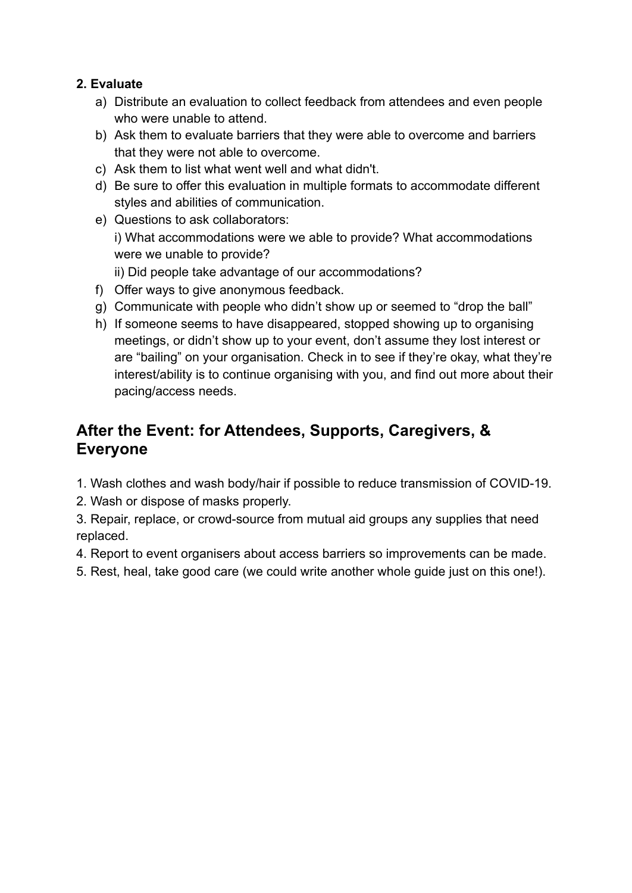**2. Evaluate**

a) Distribute an evaluation to collect feedback from attendees and even people who were unable to attend.
b) Ask them to evaluate barriers that they were able to overcome and barriers that they were not able to overcome.
c) Ask them to list what went well and what didn't.
d) Be sure to offer this evaluation in multiple formats to accommodate different styles and abilities of communication.
e) Questions to ask collaborators:
   i) What accommodations were we able to provide? What accommodations were we unable to provide?
   ii) Did people take advantage of our accommodations?
f) Offer ways to give anonymous feedback.
g) Communicate with people who didn't show up or seemed to "drop the ball"
h) If someone seems to have disappeared, stopped showing up to organising meetings, or didn't show up to your event, don't assume they lost interest or are "bailing" on your organisation. Check in to see if they're okay, what they're interest/ability is to continue organising with you, and find out more about their pacing/access needs.

## After the Event: for Attendees, Supports, Caregivers, & Everyone

1. Wash clothes and wash body/hair if possible to reduce transmission of COVID-19.
2. Wash or dispose of masks properly.
3. Repair, replace, or crowd-source from mutual aid groups any supplies that need replaced.
4. Report to event organisers about access barriers so improvements can be made.
5. Rest, heal, take good care (we could write another whole guide just on this one!).